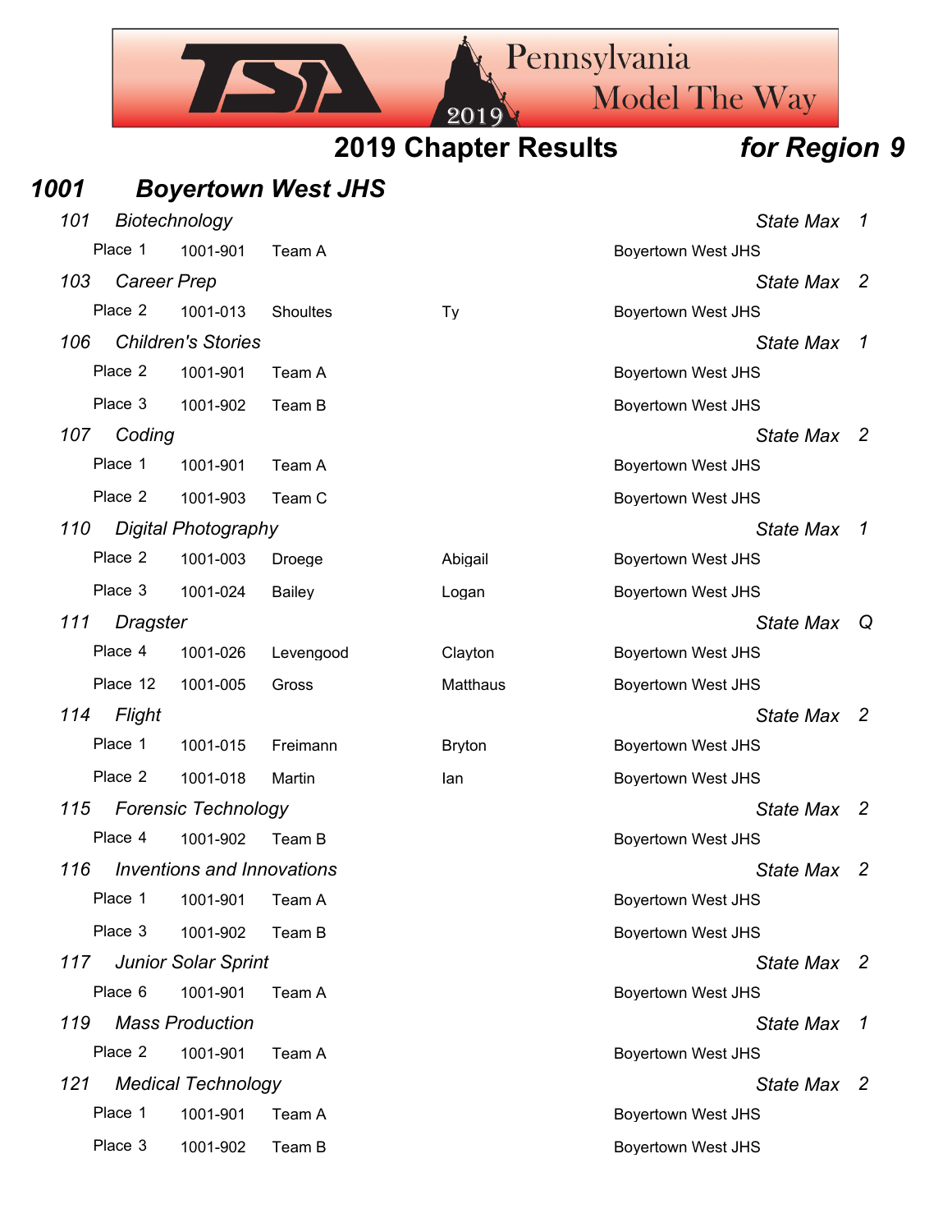# 2019 Chapter Results *for Region 9*

## *1001 Boyertown West JHS*

### *101 Biotechnology* — *State Max 1*

| Place | ID | Last Name | First Name | School |
|---|---|---|---|---|
| Place 1 | 1001-901 | Team A | | Boyertown West JHS |

### *103 Career Prep* — *State Max 2*

| Place | ID | Last Name | First Name | School |
|---|---|---|---|---|
| Place 2 | 1001-013 | Shoultes | Ty | Boyertown West JHS |

### *106 Children's Stories* — *State Max 1*

| Place | ID | Last Name | First Name | School |
|---|---|---|---|---|
| Place 2 | 1001-901 | Team A | | Boyertown West JHS |
| Place 3 | 1001-902 | Team B | | Boyertown West JHS |

### *107 Coding* — *State Max 2*

| Place | ID | Last Name | First Name | School |
|---|---|---|---|---|
| Place 1 | 1001-901 | Team A | | Boyertown West JHS |
| Place 2 | 1001-903 | Team C | | Boyertown West JHS |

### *110 Digital Photography* — *State Max 1*

| Place | ID | Last Name | First Name | School |
|---|---|---|---|---|
| Place 2 | 1001-003 | Droege | Abigail | Boyertown West JHS |
| Place 3 | 1001-024 | Bailey | Logan | Boyertown West JHS |

### *111 Dragster* — *State Max Q*

| Place | ID | Last Name | First Name | School |
|---|---|---|---|---|
| Place 4 | 1001-026 | Levengood | Clayton | Boyertown West JHS |
| Place 12 | 1001-005 | Gross | Matthaus | Boyertown West JHS |

### *114 Flight* — *State Max 2*

| Place | ID | Last Name | First Name | School |
|---|---|---|---|---|
| Place 1 | 1001-015 | Freimann | Bryton | Boyertown West JHS |
| Place 2 | 1001-018 | Martin | Ian | Boyertown West JHS |

### *115 Forensic Technology* — *State Max 2*

| Place | ID | Last Name | First Name | School |
|---|---|---|---|---|
| Place 4 | 1001-902 | Team B | | Boyertown West JHS |

### *116 Inventions and Innovations* — *State Max 2*

| Place | ID | Last Name | First Name | School |
|---|---|---|---|---|
| Place 1 | 1001-901 | Team A | | Boyertown West JHS |
| Place 3 | 1001-902 | Team B | | Boyertown West JHS |

### *117 Junior Solar Sprint* — *State Max 2*

| Place | ID | Last Name | First Name | School |
|---|---|---|---|---|
| Place 6 | 1001-901 | Team A | | Boyertown West JHS |

### *119 Mass Production* — *State Max 1*

| Place | ID | Last Name | First Name | School |
|---|---|---|---|---|
| Place 2 | 1001-901 | Team A | | Boyertown West JHS |

### *121 Medical Technology* — *State Max 2*

| Place | ID | Last Name | First Name | School |
|---|---|---|---|---|
| Place 1 | 1001-901 | Team A | | Boyertown West JHS |
| Place 3 | 1001-902 | Team B | | Boyertown West JHS |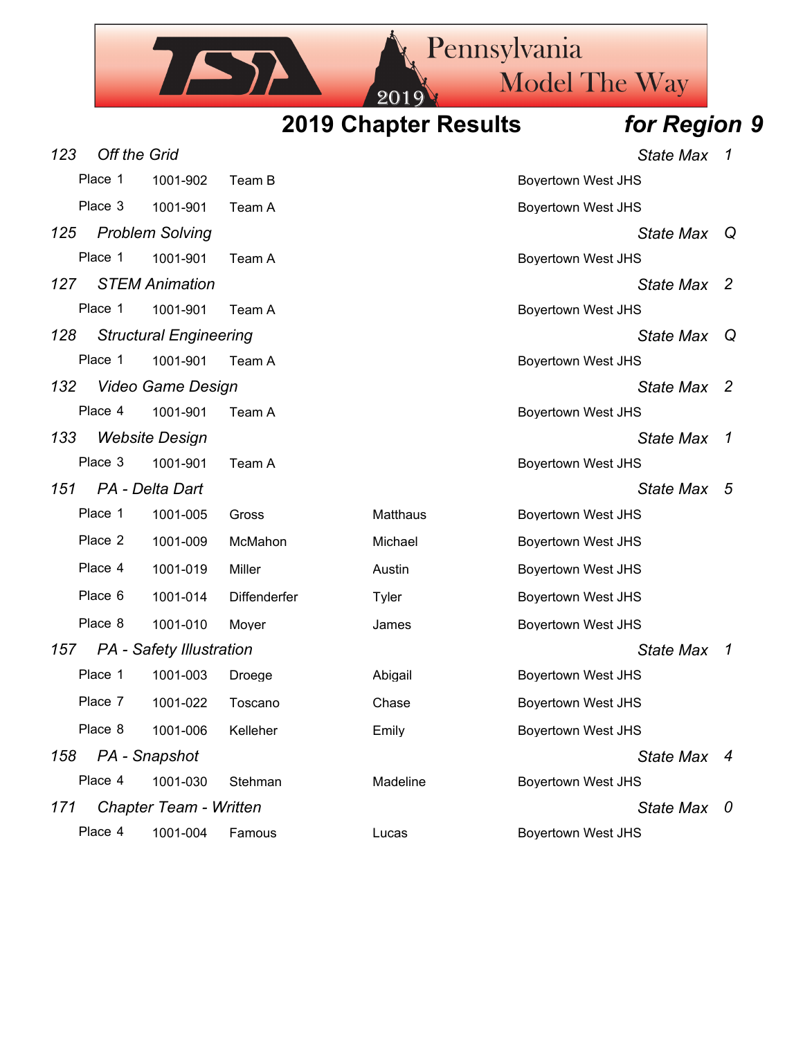# 2019 Chapter Results *for Region 9*

| Event | | | | | State Max |
|---|---|---|---|---|---|
| ***123 Off the Grid*** | | | | | ***1*** |
| Place 1 | 1001-902 | Team B | | Boyertown West JHS | |
| Place 3 | 1001-901 | Team A | | Boyertown West JHS | |
| ***125 Problem Solving*** | | | | | ***Q*** |
| Place 1 | 1001-901 | Team A | | Boyertown West JHS | |
| ***127 STEM Animation*** | | | | | ***2*** |
| Place 1 | 1001-901 | Team A | | Boyertown West JHS | |
| ***128 Structural Engineering*** | | | | | ***Q*** |
| Place 1 | 1001-901 | Team A | | Boyertown West JHS | |
| ***132 Video Game Design*** | | | | | ***2*** |
| Place 4 | 1001-901 | Team A | | Boyertown West JHS | |
| ***133 Website Design*** | | | | | ***1*** |
| Place 3 | 1001-901 | Team A | | Boyertown West JHS | |
| ***151 PA - Delta Dart*** | | | | | ***5*** |
| Place 1 | 1001-005 | Gross | Matthaus | Boyertown West JHS | |
| Place 2 | 1001-009 | McMahon | Michael | Boyertown West JHS | |
| Place 4 | 1001-019 | Miller | Austin | Boyertown West JHS | |
| Place 6 | 1001-014 | Diffenderfer | Tyler | Boyertown West JHS | |
| Place 8 | 1001-010 | Moyer | James | Boyertown West JHS | |
| ***157 PA - Safety Illustration*** | | | | | ***1*** |
| Place 1 | 1001-003 | Droege | Abigail | Boyertown West JHS | |
| Place 7 | 1001-022 | Toscano | Chase | Boyertown West JHS | |
| Place 8 | 1001-006 | Kelleher | Emily | Boyertown West JHS | |
| ***158 PA - Snapshot*** | | | | | ***4*** |
| Place 4 | 1001-030 | Stehman | Madeline | Boyertown West JHS | |
| ***171 Chapter Team - Written*** | | | | | ***0*** |
| Place 4 | 1001-004 | Famous | Lucas | Boyertown West JHS | |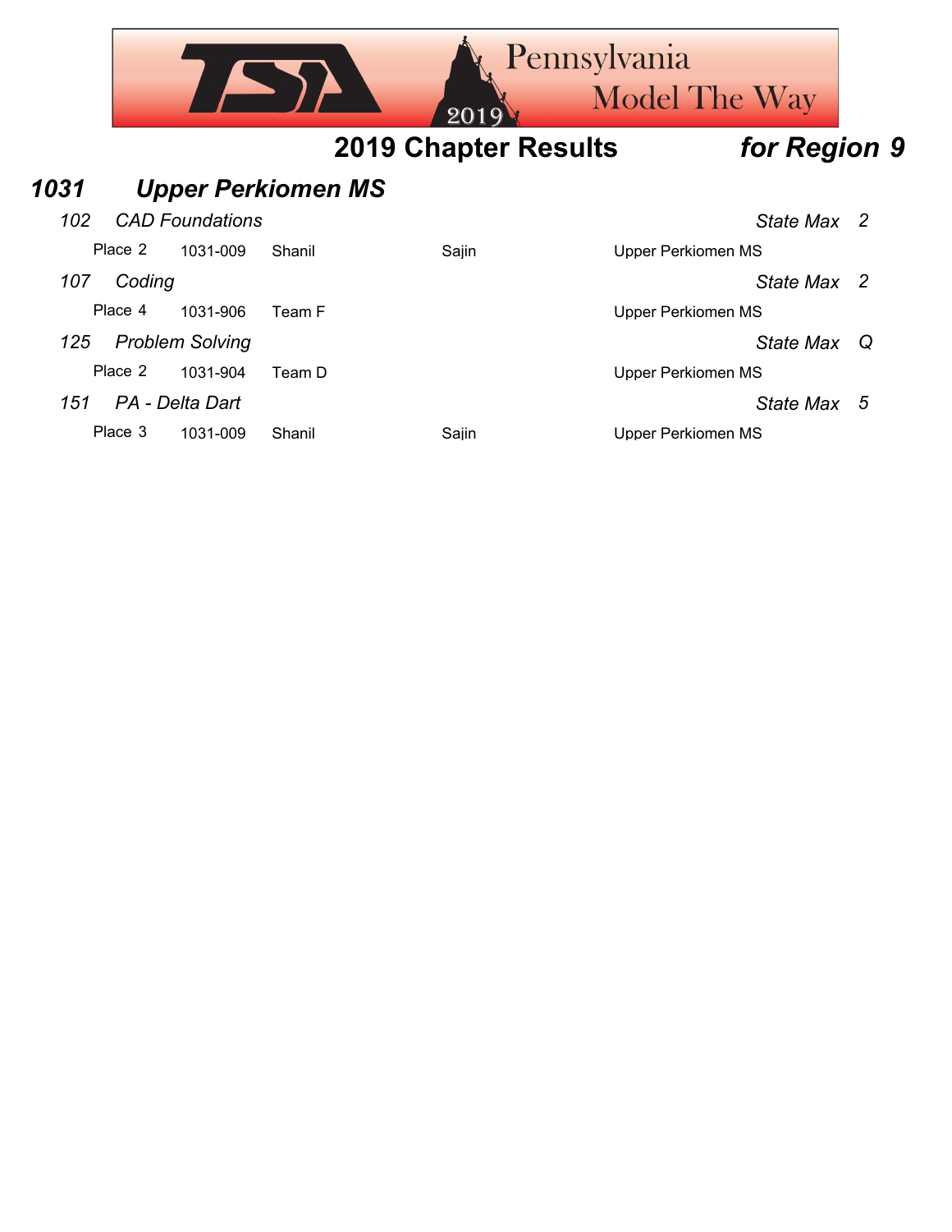## 2019 Chapter Results *for Region 9*

### *1031 Upper Perkiomen MS*

*102 CAD Foundations* — *State Max 2*

| Place | ID | First Name | Last Name | School |
|---|---|---|---|---|
| Place 2 | 1031-009 | Shanil | Sajin | Upper Perkiomen MS |

*107 Coding* — *State Max 2*

| Place | ID | First Name | Last Name | School |
|---|---|---|---|---|
| Place 4 | 1031-906 | Team F | | Upper Perkiomen MS |

*125 Problem Solving* — *State Max Q*

| Place | ID | First Name | Last Name | School |
|---|---|---|---|---|
| Place 2 | 1031-904 | Team D | | Upper Perkiomen MS |

*151 PA - Delta Dart* — *State Max 5*

| Place | ID | First Name | Last Name | School |
|---|---|---|---|---|
| Place 3 | 1031-009 | Shanil | Sajin | Upper Perkiomen MS |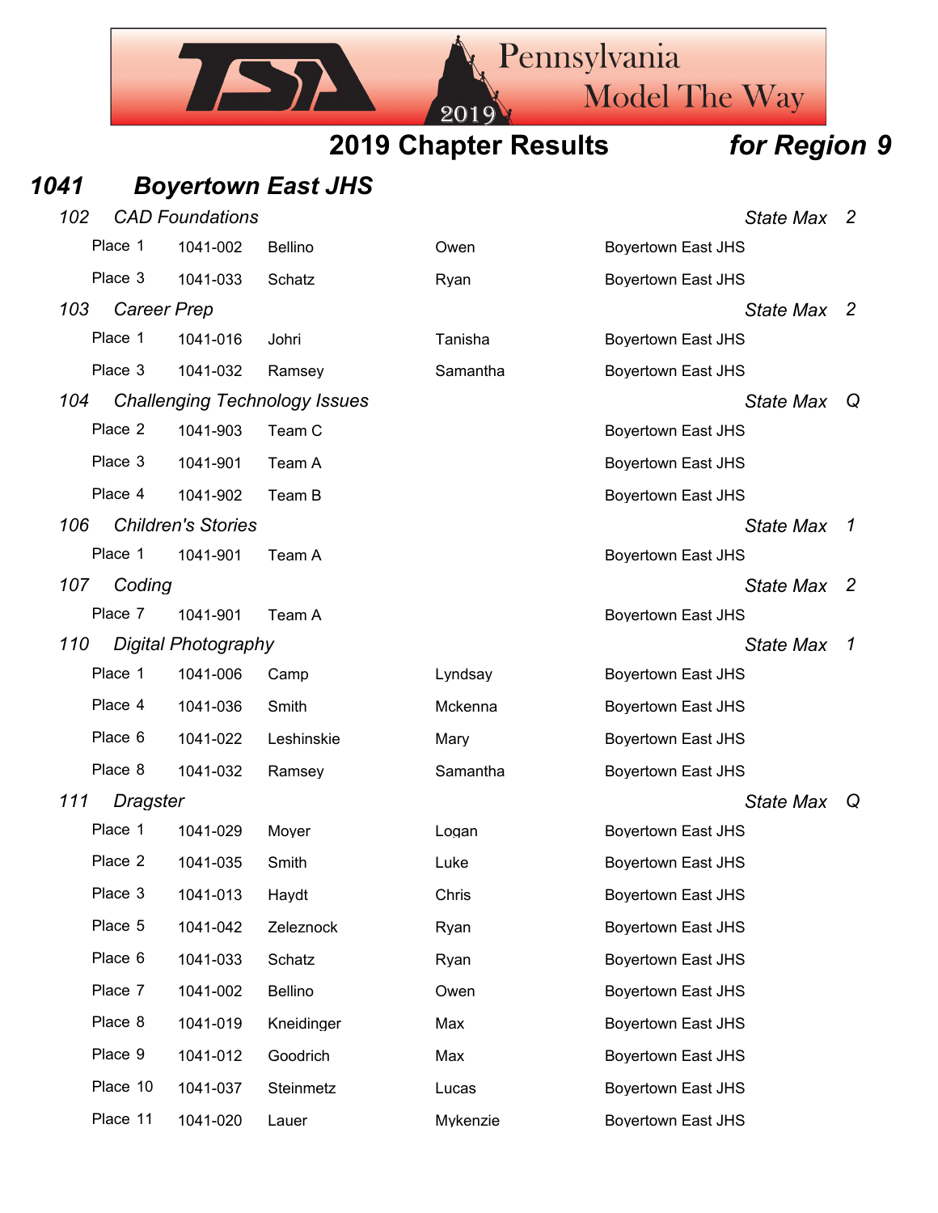## 2019 Chapter Results *for Region 9*

## *1041 Boyertown East JHS*

### *102 CAD Foundations* — *State Max 2*

| Place | ID | Last Name | First Name | School |
|---|---|---|---|---|
| Place 1 | 1041-002 | Bellino | Owen | Boyertown East JHS |
| Place 3 | 1041-033 | Schatz | Ryan | Boyertown East JHS |

### *103 Career Prep* — *State Max 2*

| Place | ID | Last Name | First Name | School |
|---|---|---|---|---|
| Place 1 | 1041-016 | Johri | Tanisha | Boyertown East JHS |
| Place 3 | 1041-032 | Ramsey | Samantha | Boyertown East JHS |

### *104 Challenging Technology Issues* — *State Max Q*

| Place | ID | Team | | School |
|---|---|---|---|---|
| Place 2 | 1041-903 | Team C | | Boyertown East JHS |
| Place 3 | 1041-901 | Team A | | Boyertown East JHS |
| Place 4 | 1041-902 | Team B | | Boyertown East JHS |

### *106 Children's Stories* — *State Max 1*

| Place | ID | Team | | School |
|---|---|---|---|---|
| Place 1 | 1041-901 | Team A | | Boyertown East JHS |

### *107 Coding* — *State Max 2*

| Place | ID | Team | | School |
|---|---|---|---|---|
| Place 7 | 1041-901 | Team A | | Boyertown East JHS |

### *110 Digital Photography* — *State Max 1*

| Place | ID | Last Name | First Name | School |
|---|---|---|---|---|
| Place 1 | 1041-006 | Camp | Lyndsay | Boyertown East JHS |
| Place 4 | 1041-036 | Smith | Mckenna | Boyertown East JHS |
| Place 6 | 1041-022 | Leshinskie | Mary | Boyertown East JHS |
| Place 8 | 1041-032 | Ramsey | Samantha | Boyertown East JHS |

### *111 Dragster* — *State Max Q*

| Place | ID | Last Name | First Name | School |
|---|---|---|---|---|
| Place 1 | 1041-029 | Moyer | Logan | Boyertown East JHS |
| Place 2 | 1041-035 | Smith | Luke | Boyertown East JHS |
| Place 3 | 1041-013 | Haydt | Chris | Boyertown East JHS |
| Place 5 | 1041-042 | Zeleznock | Ryan | Boyertown East JHS |
| Place 6 | 1041-033 | Schatz | Ryan | Boyertown East JHS |
| Place 7 | 1041-002 | Bellino | Owen | Boyertown East JHS |
| Place 8 | 1041-019 | Kneidinger | Max | Boyertown East JHS |
| Place 9 | 1041-012 | Goodrich | Max | Boyertown East JHS |
| Place 10 | 1041-037 | Steinmetz | Lucas | Boyertown East JHS |
| Place 11 | 1041-020 | Lauer | Mykenzie | Boyertown East JHS |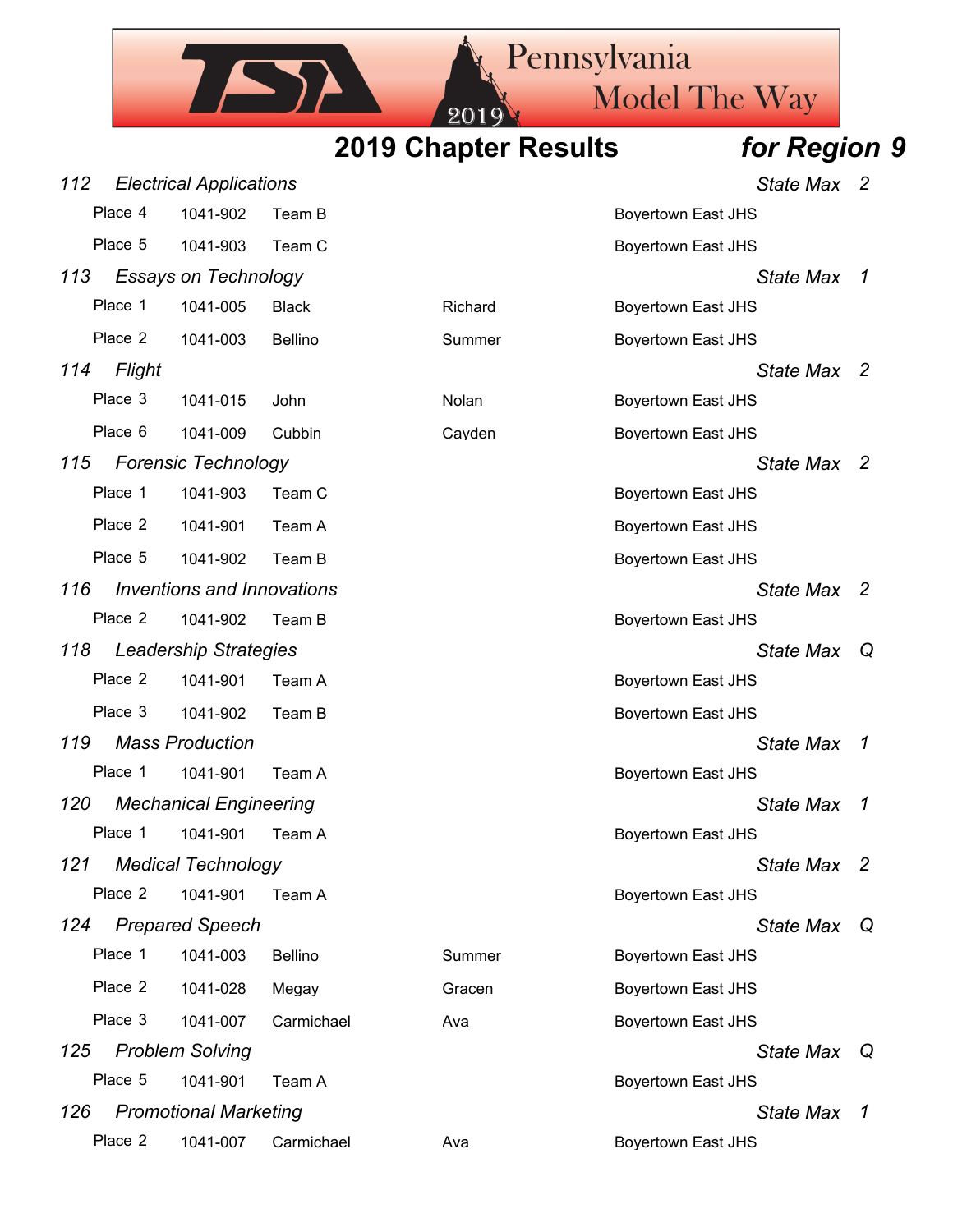# 2019 Chapter Results *for Region 9*

### *112 Electrical Applications* — *State Max 2*

| Place | ID | Name | First | School |
|---|---|---|---|---|
| Place 4 | 1041-902 | Team B | | Boyertown East JHS |
| Place 5 | 1041-903 | Team C | | Boyertown East JHS |

### *113 Essays on Technology* — *State Max 1*

| Place | ID | Name | First | School |
|---|---|---|---|---|
| Place 1 | 1041-005 | Black | Richard | Boyertown East JHS |
| Place 2 | 1041-003 | Bellino | Summer | Boyertown East JHS |

### *114 Flight* — *State Max 2*

| Place | ID | Name | First | School |
|---|---|---|---|---|
| Place 3 | 1041-015 | John | Nolan | Boyertown East JHS |
| Place 6 | 1041-009 | Cubbin | Cayden | Boyertown East JHS |

### *115 Forensic Technology* — *State Max 2*

| Place | ID | Name | First | School |
|---|---|---|---|---|
| Place 1 | 1041-903 | Team C | | Boyertown East JHS |
| Place 2 | 1041-901 | Team A | | Boyertown East JHS |
| Place 5 | 1041-902 | Team B | | Boyertown East JHS |

### *116 Inventions and Innovations* — *State Max 2*

| Place | ID | Name | First | School |
|---|---|---|---|---|
| Place 2 | 1041-902 | Team B | | Boyertown East JHS |

### *118 Leadership Strategies* — *State Max Q*

| Place | ID | Name | First | School |
|---|---|---|---|---|
| Place 2 | 1041-901 | Team A | | Boyertown East JHS |
| Place 3 | 1041-902 | Team B | | Boyertown East JHS |

### *119 Mass Production* — *State Max 1*

| Place | ID | Name | First | School |
|---|---|---|---|---|
| Place 1 | 1041-901 | Team A | | Boyertown East JHS |

### *120 Mechanical Engineering* — *State Max 1*

| Place | ID | Name | First | School |
|---|---|---|---|---|
| Place 1 | 1041-901 | Team A | | Boyertown East JHS |

### *121 Medical Technology* — *State Max 2*

| Place | ID | Name | First | School |
|---|---|---|---|---|
| Place 2 | 1041-901 | Team A | | Boyertown East JHS |

### *124 Prepared Speech* — *State Max Q*

| Place | ID | Name | First | School |
|---|---|---|---|---|
| Place 1 | 1041-003 | Bellino | Summer | Boyertown East JHS |
| Place 2 | 1041-028 | Megay | Gracen | Boyertown East JHS |
| Place 3 | 1041-007 | Carmichael | Ava | Boyertown East JHS |

### *125 Problem Solving* — *State Max Q*

| Place | ID | Name | First | School |
|---|---|---|---|---|
| Place 5 | 1041-901 | Team A | | Boyertown East JHS |

### *126 Promotional Marketing* — *State Max 1*

| Place | ID | Name | First | School |
|---|---|---|---|---|
| Place 2 | 1041-007 | Carmichael | Ava | Boyertown East JHS |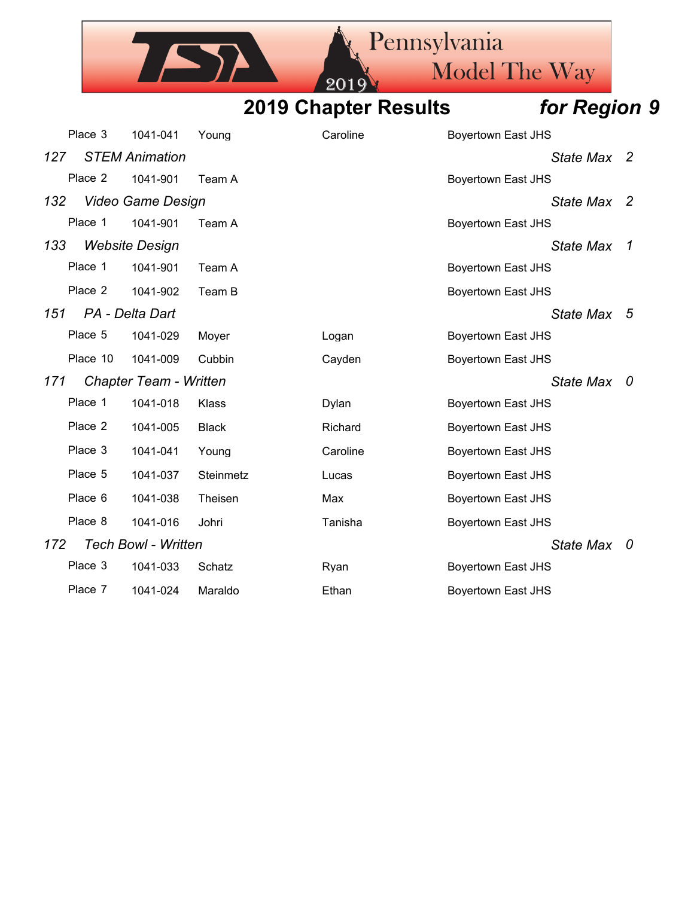## 2019 Chapter Results *for Region 9*

| | | | | |
|---|---|---|---|---|
| Place 3 | 1041-041 | Young | Caroline | Boyertown East JHS |

*127 STEM Animation* — *State Max 2*

| | | | | |
|---|---|---|---|---|
| Place 2 | 1041-901 | Team A | | Boyertown East JHS |

*132 Video Game Design* — *State Max 2*

| | | | | |
|---|---|---|---|---|
| Place 1 | 1041-901 | Team A | | Boyertown East JHS |

*133 Website Design* — *State Max 1*

| | | | | |
|---|---|---|---|---|
| Place 1 | 1041-901 | Team A | | Boyertown East JHS |
| Place 2 | 1041-902 | Team B | | Boyertown East JHS |

*151 PA - Delta Dart* — *State Max 5*

| | | | | |
|---|---|---|---|---|
| Place 5 | 1041-029 | Moyer | Logan | Boyertown East JHS |
| Place 10 | 1041-009 | Cubbin | Cayden | Boyertown East JHS |

*171 Chapter Team - Written* — *State Max 0*

| | | | | |
|---|---|---|---|---|
| Place 1 | 1041-018 | Klass | Dylan | Boyertown East JHS |
| Place 2 | 1041-005 | Black | Richard | Boyertown East JHS |
| Place 3 | 1041-041 | Young | Caroline | Boyertown East JHS |
| Place 5 | 1041-037 | Steinmetz | Lucas | Boyertown East JHS |
| Place 6 | 1041-038 | Theisen | Max | Boyertown East JHS |
| Place 8 | 1041-016 | Johri | Tanisha | Boyertown East JHS |

*172 Tech Bowl - Written* — *State Max 0*

| | | | | |
|---|---|---|---|---|
| Place 3 | 1041-033 | Schatz | Ryan | Boyertown East JHS |
| Place 7 | 1041-024 | Maraldo | Ethan | Boyertown East JHS |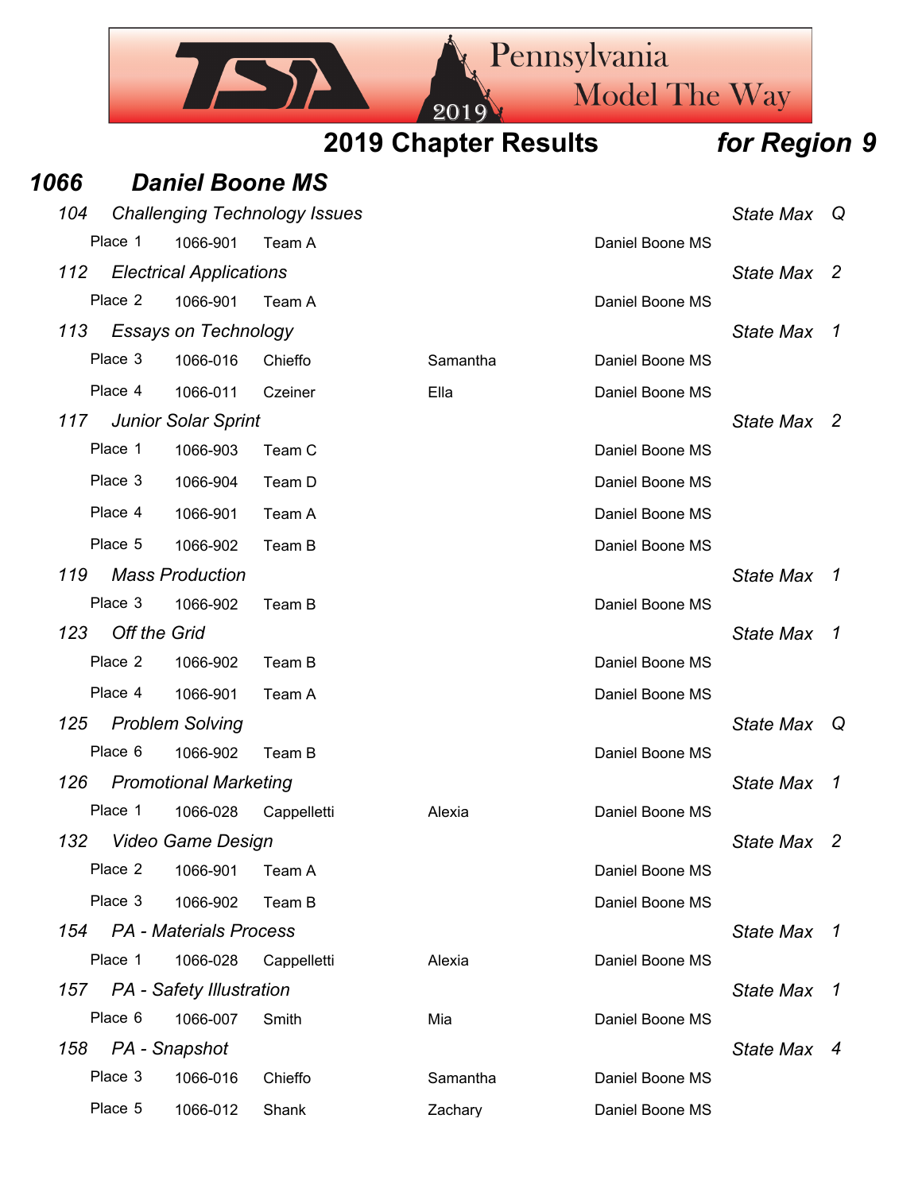## 2019 Chapter Results *for Region 9*

## *1066 Daniel Boone MS*

### *104 Challenging Technology Issues* — *State Max Q*

| Place | ID | Name | First | School |
|---|---|---|---|---|
| Place 1 | 1066-901 | Team A | | Daniel Boone MS |

### *112 Electrical Applications* — *State Max 2*

| Place | ID | Name | First | School |
|---|---|---|---|---|
| Place 2 | 1066-901 | Team A | | Daniel Boone MS |

### *113 Essays on Technology* — *State Max 1*

| Place | ID | Name | First | School |
|---|---|---|---|---|
| Place 3 | 1066-016 | Chieffo | Samantha | Daniel Boone MS |
| Place 4 | 1066-011 | Czeiner | Ella | Daniel Boone MS |

### *117 Junior Solar Sprint* — *State Max 2*

| Place | ID | Name | First | School |
|---|---|---|---|---|
| Place 1 | 1066-903 | Team C | | Daniel Boone MS |
| Place 3 | 1066-904 | Team D | | Daniel Boone MS |
| Place 4 | 1066-901 | Team A | | Daniel Boone MS |
| Place 5 | 1066-902 | Team B | | Daniel Boone MS |

### *119 Mass Production* — *State Max 1*

| Place | ID | Name | First | School |
|---|---|---|---|---|
| Place 3 | 1066-902 | Team B | | Daniel Boone MS |

### *123 Off the Grid* — *State Max 1*

| Place | ID | Name | First | School |
|---|---|---|---|---|
| Place 2 | 1066-902 | Team B | | Daniel Boone MS |
| Place 4 | 1066-901 | Team A | | Daniel Boone MS |

### *125 Problem Solving* — *State Max Q*

| Place | ID | Name | First | School |
|---|---|---|---|---|
| Place 6 | 1066-902 | Team B | | Daniel Boone MS |

### *126 Promotional Marketing* — *State Max 1*

| Place | ID | Name | First | School |
|---|---|---|---|---|
| Place 1 | 1066-028 | Cappelletti | Alexia | Daniel Boone MS |

### *132 Video Game Design* — *State Max 2*

| Place | ID | Name | First | School |
|---|---|---|---|---|
| Place 2 | 1066-901 | Team A | | Daniel Boone MS |
| Place 3 | 1066-902 | Team B | | Daniel Boone MS |

### *154 PA - Materials Process* — *State Max 1*

| Place | ID | Name | First | School |
|---|---|---|---|---|
| Place 1 | 1066-028 | Cappelletti | Alexia | Daniel Boone MS |

### *157 PA - Safety Illustration* — *State Max 1*

| Place | ID | Name | First | School |
|---|---|---|---|---|
| Place 6 | 1066-007 | Smith | Mia | Daniel Boone MS |

### *158 PA - Snapshot* — *State Max 4*

| Place | ID | Name | First | School |
|---|---|---|---|---|
| Place 3 | 1066-016 | Chieffo | Samantha | Daniel Boone MS |
| Place 5 | 1066-012 | Shank | Zachary | Daniel Boone MS |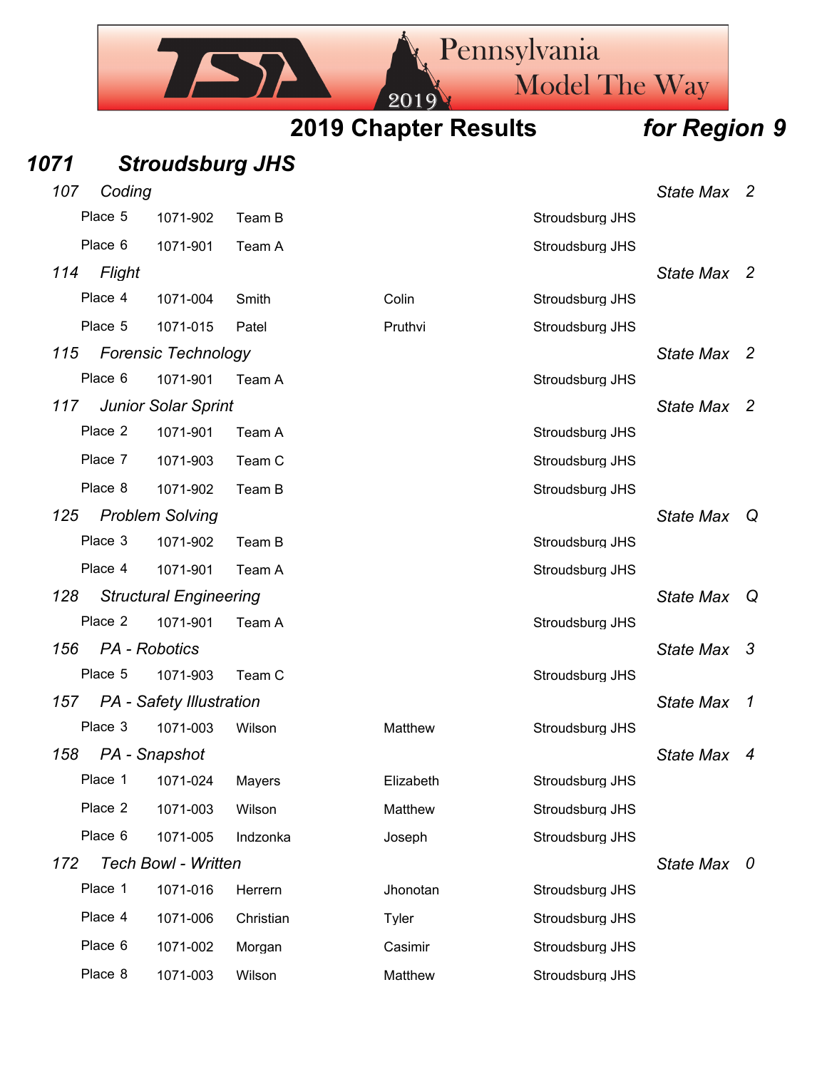# 2019 Chapter Results *for Region 9*

## *1071 Stroudsburg JHS*

### *107 Coding* — *State Max 2*

| Place | ID | Name | First | School |
|---|---|---|---|---|
| Place 5 | 1071-902 | Team B | | Stroudsburg JHS |
| Place 6 | 1071-901 | Team A | | Stroudsburg JHS |

### *114 Flight* — *State Max 2*

| Place | ID | Name | First | School |
|---|---|---|---|---|
| Place 4 | 1071-004 | Smith | Colin | Stroudsburg JHS |
| Place 5 | 1071-015 | Patel | Pruthvi | Stroudsburg JHS |

### *115 Forensic Technology* — *State Max 2*

| Place | ID | Name | First | School |
|---|---|---|---|---|
| Place 6 | 1071-901 | Team A | | Stroudsburg JHS |

### *117 Junior Solar Sprint* — *State Max 2*

| Place | ID | Name | First | School |
|---|---|---|---|---|
| Place 2 | 1071-901 | Team A | | Stroudsburg JHS |
| Place 7 | 1071-903 | Team C | | Stroudsburg JHS |
| Place 8 | 1071-902 | Team B | | Stroudsburg JHS |

### *125 Problem Solving* — *State Max Q*

| Place | ID | Name | First | School |
|---|---|---|---|---|
| Place 3 | 1071-902 | Team B | | Stroudsburg JHS |
| Place 4 | 1071-901 | Team A | | Stroudsburg JHS |

### *128 Structural Engineering* — *State Max Q*

| Place | ID | Name | First | School |
|---|---|---|---|---|
| Place 2 | 1071-901 | Team A | | Stroudsburg JHS |

### *156 PA - Robotics* — *State Max 3*

| Place | ID | Name | First | School |
|---|---|---|---|---|
| Place 5 | 1071-903 | Team C | | Stroudsburg JHS |

### *157 PA - Safety Illustration* — *State Max 1*

| Place | ID | Name | First | School |
|---|---|---|---|---|
| Place 3 | 1071-003 | Wilson | Matthew | Stroudsburg JHS |

### *158 PA - Snapshot* — *State Max 4*

| Place | ID | Name | First | School |
|---|---|---|---|---|
| Place 1 | 1071-024 | Mayers | Elizabeth | Stroudsburg JHS |
| Place 2 | 1071-003 | Wilson | Matthew | Stroudsburg JHS |
| Place 6 | 1071-005 | Indzonka | Joseph | Stroudsburg JHS |

### *172 Tech Bowl - Written* — *State Max 0*

| Place | ID | Name | First | School |
|---|---|---|---|---|
| Place 1 | 1071-016 | Herrern | Jhonotan | Stroudsburg JHS |
| Place 4 | 1071-006 | Christian | Tyler | Stroudsburg JHS |
| Place 6 | 1071-002 | Morgan | Casimir | Stroudsburg JHS |
| Place 8 | 1071-003 | Wilson | Matthew | Stroudsburg JHS |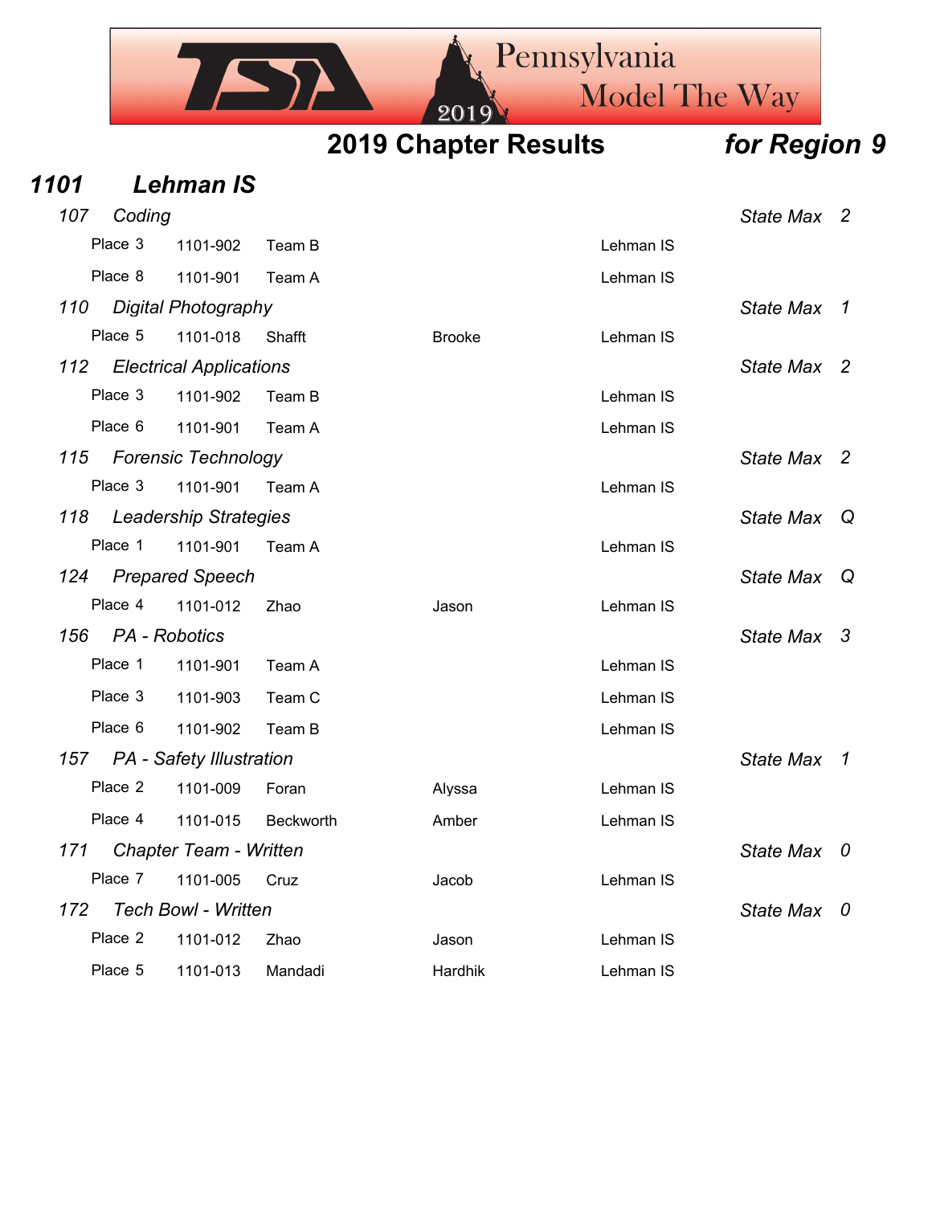## 2019 Chapter Results *for Region 9*

### *1101 Lehman IS*

**107 Coding** — *State Max 2*

| Place | ID | Name | First Name | School |
|---|---|---|---|---|
| Place 3 | 1101-902 | Team B | | Lehman IS |
| Place 8 | 1101-901 | Team A | | Lehman IS |

**110 Digital Photography** — *State Max 1*

| Place | ID | Name | First Name | School |
|---|---|---|---|---|
| Place 5 | 1101-018 | Shafft | Brooke | Lehman IS |

**112 Electrical Applications** — *State Max 2*

| Place | ID | Name | First Name | School |
|---|---|---|---|---|
| Place 3 | 1101-902 | Team B | | Lehman IS |
| Place 6 | 1101-901 | Team A | | Lehman IS |

**115 Forensic Technology** — *State Max 2*

| Place | ID | Name | First Name | School |
|---|---|---|---|---|
| Place 3 | 1101-901 | Team A | | Lehman IS |

**118 Leadership Strategies** — *State Max Q*

| Place | ID | Name | First Name | School |
|---|---|---|---|---|
| Place 1 | 1101-901 | Team A | | Lehman IS |

**124 Prepared Speech** — *State Max Q*

| Place | ID | Name | First Name | School |
|---|---|---|---|---|
| Place 4 | 1101-012 | Zhao | Jason | Lehman IS |

**156 PA - Robotics** — *State Max 3*

| Place | ID | Name | First Name | School |
|---|---|---|---|---|
| Place 1 | 1101-901 | Team A | | Lehman IS |
| Place 3 | 1101-903 | Team C | | Lehman IS |
| Place 6 | 1101-902 | Team B | | Lehman IS |

**157 PA - Safety Illustration** — *State Max 1*

| Place | ID | Name | First Name | School |
|---|---|---|---|---|
| Place 2 | 1101-009 | Foran | Alyssa | Lehman IS |
| Place 4 | 1101-015 | Beckworth | Amber | Lehman IS |

**171 Chapter Team - Written** — *State Max 0*

| Place | ID | Name | First Name | School |
|---|---|---|---|---|
| Place 7 | 1101-005 | Cruz | Jacob | Lehman IS |

**172 Tech Bowl - Written** — *State Max 0*

| Place | ID | Name | First Name | School |
|---|---|---|---|---|
| Place 2 | 1101-012 | Zhao | Jason | Lehman IS |
| Place 5 | 1101-013 | Mandadi | Hardhik | Lehman IS |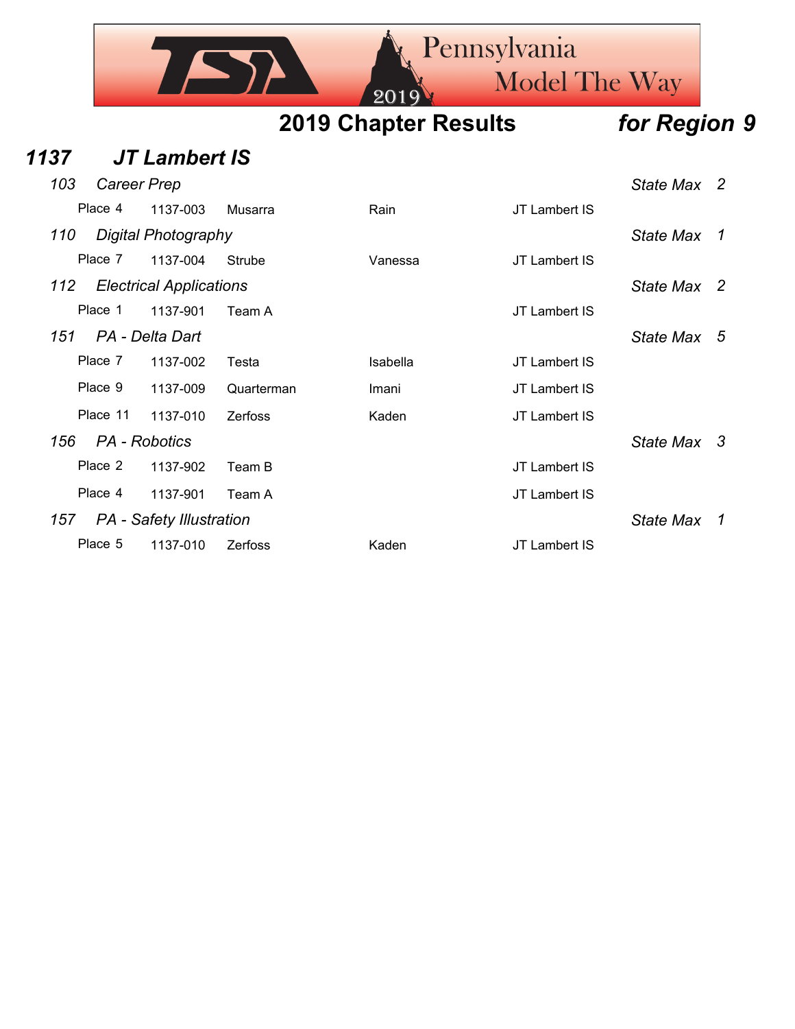# 2019 Chapter Results *for Region 9*

## *1137 JT Lambert IS*

### *103 Career Prep* — *State Max 2*

| Place | ID | Name | First Name | School |
|---|---|---|---|---|
| Place 4 | 1137-003 | Musarra | Rain | JT Lambert IS |

### *110 Digital Photography* — *State Max 1*

| Place | ID | Name | First Name | School |
|---|---|---|---|---|
| Place 7 | 1137-004 | Strube | Vanessa | JT Lambert IS |

### *112 Electrical Applications* — *State Max 2*

| Place | ID | Name | First Name | School |
|---|---|---|---|---|
| Place 1 | 1137-901 | Team A | | JT Lambert IS |

### *151 PA - Delta Dart* — *State Max 5*

| Place | ID | Name | First Name | School |
|---|---|---|---|---|
| Place 7 | 1137-002 | Testa | Isabella | JT Lambert IS |
| Place 9 | 1137-009 | Quarterman | Imani | JT Lambert IS |
| Place 11 | 1137-010 | Zerfoss | Kaden | JT Lambert IS |

### *156 PA - Robotics* — *State Max 3*

| Place | ID | Name | First Name | School |
|---|---|---|---|---|
| Place 2 | 1137-902 | Team B | | JT Lambert IS |
| Place 4 | 1137-901 | Team A | | JT Lambert IS |

### *157 PA - Safety Illustration* — *State Max 1*

| Place | ID | Name | First Name | School |
|---|---|---|---|---|
| Place 5 | 1137-010 | Zerfoss | Kaden | JT Lambert IS |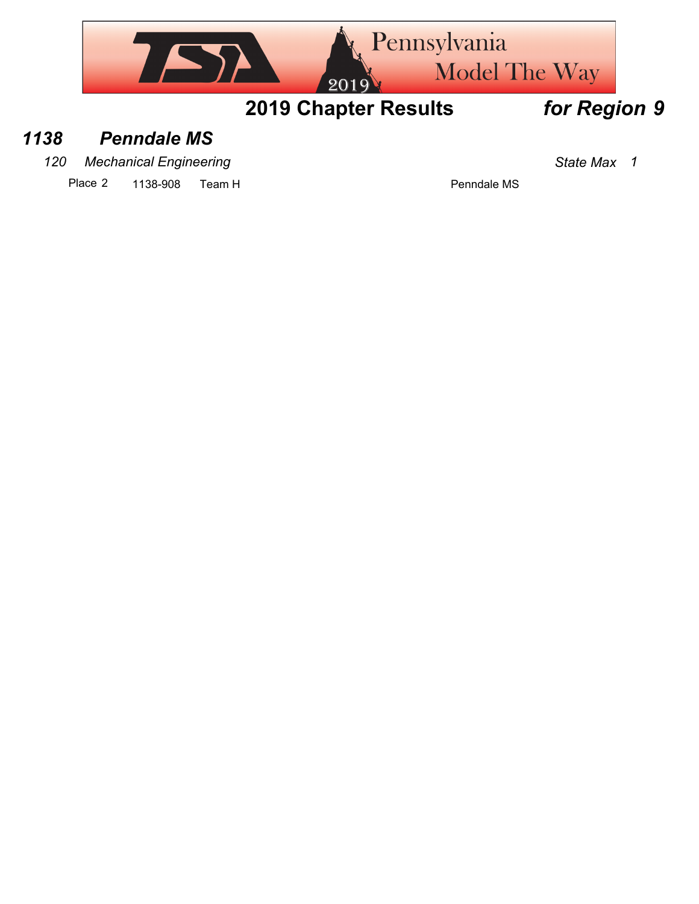## 2019 Chapter Results *for Region 9*

### *1138 Penndale MS*

*120 Mechanical Engineering* *State Max 1*

| Place | ID | Team | School |
|---|---|---|---|
| 2 | 1138-908 | Team H | Penndale MS |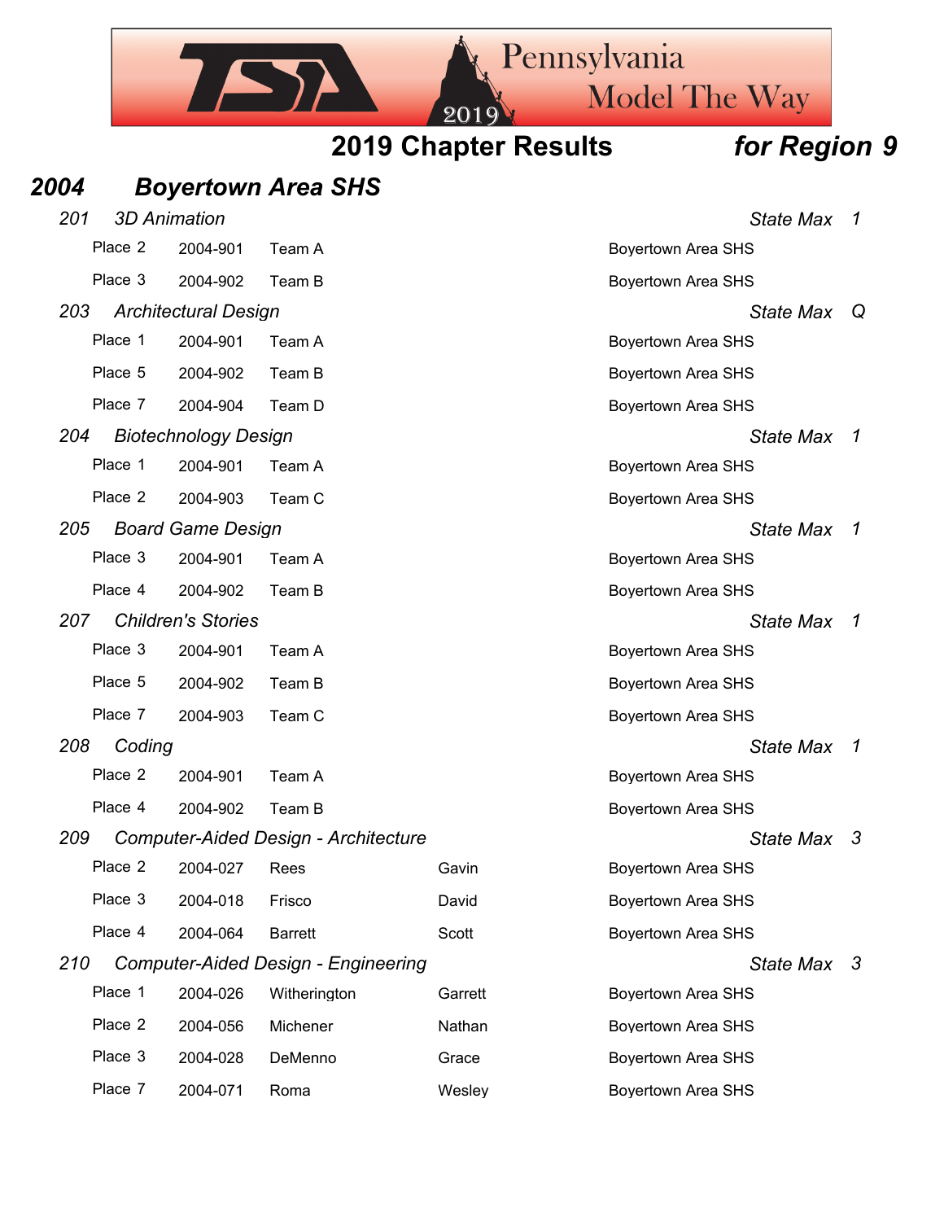# 2019 Chapter Results *for Region 9*

## *2004 Boyertown Area SHS*

### *201 3D Animation* — *State Max 1*

| Place | ID | Name | | School |
|---|---|---|---|---|
| Place 2 | 2004-901 | Team A | | Boyertown Area SHS |
| Place 3 | 2004-902 | Team B | | Boyertown Area SHS |

### *203 Architectural Design* — *State Max Q*

| Place | ID | Name | | School |
|---|---|---|---|---|
| Place 1 | 2004-901 | Team A | | Boyertown Area SHS |
| Place 5 | 2004-902 | Team B | | Boyertown Area SHS |
| Place 7 | 2004-904 | Team D | | Boyertown Area SHS |

### *204 Biotechnology Design* — *State Max 1*

| Place | ID | Name | | School |
|---|---|---|---|---|
| Place 1 | 2004-901 | Team A | | Boyertown Area SHS |
| Place 2 | 2004-903 | Team C | | Boyertown Area SHS |

### *205 Board Game Design* — *State Max 1*

| Place | ID | Name | | School |
|---|---|---|---|---|
| Place 3 | 2004-901 | Team A | | Boyertown Area SHS |
| Place 4 | 2004-902 | Team B | | Boyertown Area SHS |

### *207 Children's Stories* — *State Max 1*

| Place | ID | Name | | School |
|---|---|---|---|---|
| Place 3 | 2004-901 | Team A | | Boyertown Area SHS |
| Place 5 | 2004-902 | Team B | | Boyertown Area SHS |
| Place 7 | 2004-903 | Team C | | Boyertown Area SHS |

### *208 Coding* — *State Max 1*

| Place | ID | Name | | School |
|---|---|---|---|---|
| Place 2 | 2004-901 | Team A | | Boyertown Area SHS |
| Place 4 | 2004-902 | Team B | | Boyertown Area SHS |

### *209 Computer-Aided Design - Architecture* — *State Max 3*

| Place | ID | Last Name | First Name | School |
|---|---|---|---|---|
| Place 2 | 2004-027 | Rees | Gavin | Boyertown Area SHS |
| Place 3 | 2004-018 | Frisco | David | Boyertown Area SHS |
| Place 4 | 2004-064 | Barrett | Scott | Boyertown Area SHS |

### *210 Computer-Aided Design - Engineering* — *State Max 3*

| Place | ID | Last Name | First Name | School |
|---|---|---|---|---|
| Place 1 | 2004-026 | Witherington | Garrett | Boyertown Area SHS |
| Place 2 | 2004-056 | Michener | Nathan | Boyertown Area SHS |
| Place 3 | 2004-028 | DeMenno | Grace | Boyertown Area SHS |
| Place 7 | 2004-071 | Roma | Wesley | Boyertown Area SHS |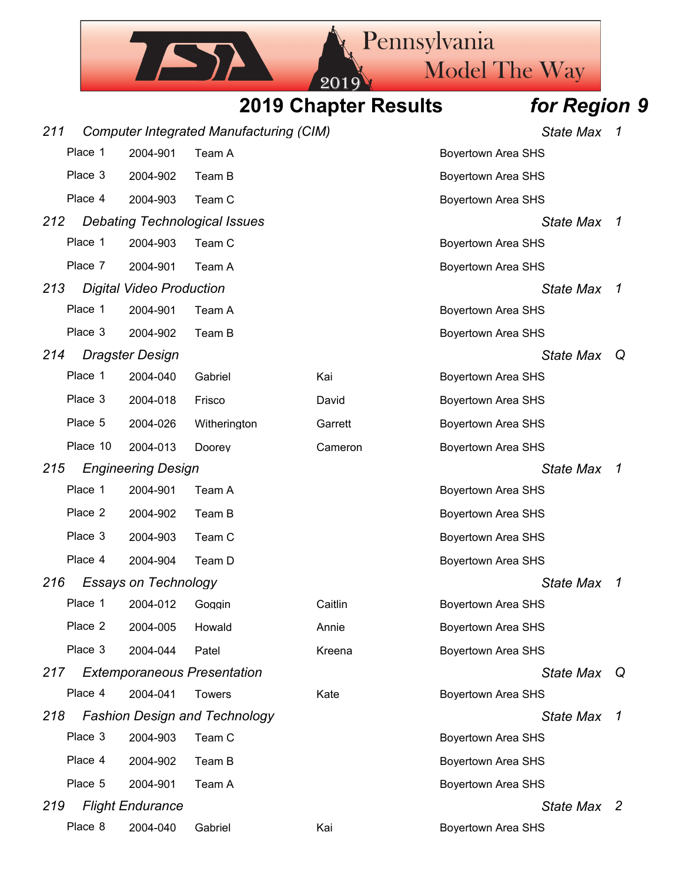# 2019 Chapter Results *for Region 9*

### *211 Computer Integrated Manufacturing (CIM)* — *State Max 1*

| Place | ID | Last / Team | First | School |
|---|---|---|---|---|
| Place 1 | 2004-901 | Team A | | Boyertown Area SHS |
| Place 3 | 2004-902 | Team B | | Boyertown Area SHS |
| Place 4 | 2004-903 | Team C | | Boyertown Area SHS |

### *212 Debating Technological Issues* — *State Max 1*

| Place | ID | Last / Team | First | School |
|---|---|---|---|---|
| Place 1 | 2004-903 | Team C | | Boyertown Area SHS |
| Place 7 | 2004-901 | Team A | | Boyertown Area SHS |

### *213 Digital Video Production* — *State Max 1*

| Place | ID | Last / Team | First | School |
|---|---|---|---|---|
| Place 1 | 2004-901 | Team A | | Boyertown Area SHS |
| Place 3 | 2004-902 | Team B | | Boyertown Area SHS |

### *214 Dragster Design* — *State Max Q*

| Place | ID | Last / Team | First | School |
|---|---|---|---|---|
| Place 1 | 2004-040 | Gabriel | Kai | Boyertown Area SHS |
| Place 3 | 2004-018 | Frisco | David | Boyertown Area SHS |
| Place 5 | 2004-026 | Witherington | Garrett | Boyertown Area SHS |
| Place 10 | 2004-013 | Doorey | Cameron | Boyertown Area SHS |

### *215 Engineering Design* — *State Max 1*

| Place | ID | Last / Team | First | School |
|---|---|---|---|---|
| Place 1 | 2004-901 | Team A | | Boyertown Area SHS |
| Place 2 | 2004-902 | Team B | | Boyertown Area SHS |
| Place 3 | 2004-903 | Team C | | Boyertown Area SHS |
| Place 4 | 2004-904 | Team D | | Boyertown Area SHS |

### *216 Essays on Technology* — *State Max 1*

| Place | ID | Last / Team | First | School |
|---|---|---|---|---|
| Place 1 | 2004-012 | Goggin | Caitlin | Boyertown Area SHS |
| Place 2 | 2004-005 | Howald | Annie | Boyertown Area SHS |
| Place 3 | 2004-044 | Patel | Kreena | Boyertown Area SHS |

### *217 Extemporaneous Presentation* — *State Max Q*

| Place | ID | Last / Team | First | School |
|---|---|---|---|---|
| Place 4 | 2004-041 | Towers | Kate | Boyertown Area SHS |

### *218 Fashion Design and Technology* — *State Max 1*

| Place | ID | Last / Team | First | School |
|---|---|---|---|---|
| Place 3 | 2004-903 | Team C | | Boyertown Area SHS |
| Place 4 | 2004-902 | Team B | | Boyertown Area SHS |
| Place 5 | 2004-901 | Team A | | Boyertown Area SHS |

### *219 Flight Endurance* — *State Max 2*

| Place | ID | Last / Team | First | School |
|---|---|---|---|---|
| Place 8 | 2004-040 | Gabriel | Kai | Boyertown Area SHS |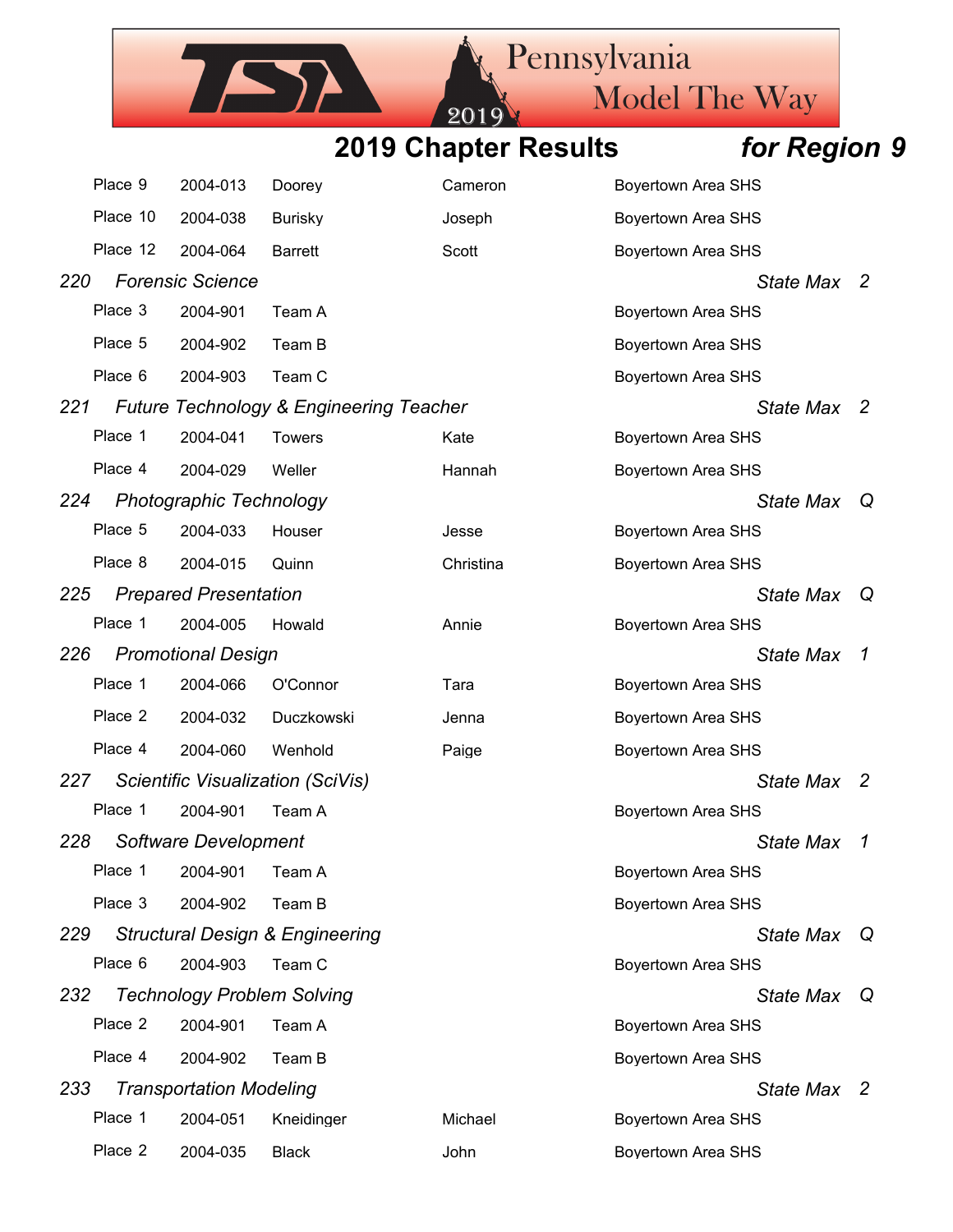## 2019 Chapter Results *for Region 9*

| | | | | |
|---|---|---|---|---|
| Place 9 | 2004-013 | Doorey | Cameron | Boyertown Area SHS |
| Place 10 | 2004-038 | Burisky | Joseph | Boyertown Area SHS |
| Place 12 | 2004-064 | Barrett | Scott | Boyertown Area SHS |

### *220 Forensic Science* — *State Max 2*

| | | | | |
|---|---|---|---|---|
| Place 3 | 2004-901 | Team A | | Boyertown Area SHS |
| Place 5 | 2004-902 | Team B | | Boyertown Area SHS |
| Place 6 | 2004-903 | Team C | | Boyertown Area SHS |

### *221 Future Technology & Engineering Teacher* — *State Max 2*

| | | | | |
|---|---|---|---|---|
| Place 1 | 2004-041 | Towers | Kate | Boyertown Area SHS |
| Place 4 | 2004-029 | Weller | Hannah | Boyertown Area SHS |

### *224 Photographic Technology* — *State Max Q*

| | | | | |
|---|---|---|---|---|
| Place 5 | 2004-033 | Houser | Jesse | Boyertown Area SHS |
| Place 8 | 2004-015 | Quinn | Christina | Boyertown Area SHS |

### *225 Prepared Presentation* — *State Max Q*

| | | | | |
|---|---|---|---|---|
| Place 1 | 2004-005 | Howald | Annie | Boyertown Area SHS |

### *226 Promotional Design* — *State Max 1*

| | | | | |
|---|---|---|---|---|
| Place 1 | 2004-066 | O'Connor | Tara | Boyertown Area SHS |
| Place 2 | 2004-032 | Duczkowski | Jenna | Boyertown Area SHS |
| Place 4 | 2004-060 | Wenhold | Paige | Boyertown Area SHS |

### *227 Scientific Visualization (SciVis)* — *State Max 2*

| | | | | |
|---|---|---|---|---|
| Place 1 | 2004-901 | Team A | | Boyertown Area SHS |

### *228 Software Development* — *State Max 1*

| | | | | |
|---|---|---|---|---|
| Place 1 | 2004-901 | Team A | | Boyertown Area SHS |
| Place 3 | 2004-902 | Team B | | Boyertown Area SHS |

### *229 Structural Design & Engineering* — *State Max Q*

| | | | | |
|---|---|---|---|---|
| Place 6 | 2004-903 | Team C | | Boyertown Area SHS |

### *232 Technology Problem Solving* — *State Max Q*

| | | | | |
|---|---|---|---|---|
| Place 2 | 2004-901 | Team A | | Boyertown Area SHS |
| Place 4 | 2004-902 | Team B | | Boyertown Area SHS |

### *233 Transportation Modeling* — *State Max 2*

| | | | | |
|---|---|---|---|---|
| Place 1 | 2004-051 | Kneidinger | Michael | Boyertown Area SHS |
| Place 2 | 2004-035 | Black | John | Boyertown Area SHS |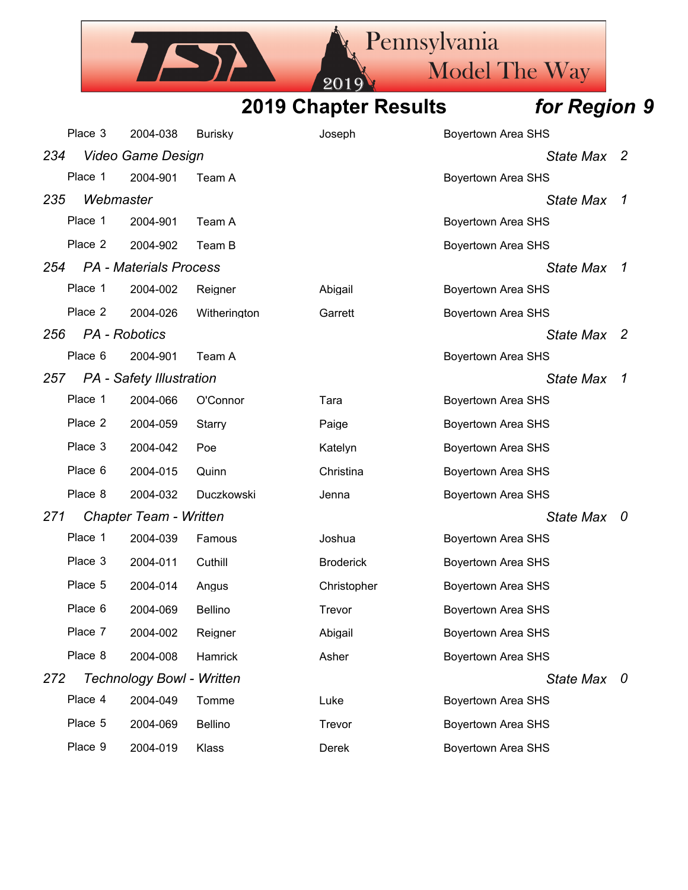## 2019 Chapter Results *for Region 9*

| | | | | |
|---|---|---|---|---|
| Place 3 | 2004-038 | Burisky | Joseph | Boyertown Area SHS |

*234 Video Game Design* — *State Max 2*

| | | | | |
|---|---|---|---|---|
| Place 1 | 2004-901 | Team A | | Boyertown Area SHS |

*235 Webmaster* — *State Max 1*

| | | | | |
|---|---|---|---|---|
| Place 1 | 2004-901 | Team A | | Boyertown Area SHS |
| Place 2 | 2004-902 | Team B | | Boyertown Area SHS |

*254 PA - Materials Process* — *State Max 1*

| | | | | |
|---|---|---|---|---|
| Place 1 | 2004-002 | Reigner | Abigail | Boyertown Area SHS |
| Place 2 | 2004-026 | Witherington | Garrett | Boyertown Area SHS |

*256 PA - Robotics* — *State Max 2*

| | | | | |
|---|---|---|---|---|
| Place 6 | 2004-901 | Team A | | Boyertown Area SHS |

*257 PA - Safety Illustration* — *State Max 1*

| | | | | |
|---|---|---|---|---|
| Place 1 | 2004-066 | O'Connor | Tara | Boyertown Area SHS |
| Place 2 | 2004-059 | Starry | Paige | Boyertown Area SHS |
| Place 3 | 2004-042 | Poe | Katelyn | Boyertown Area SHS |
| Place 6 | 2004-015 | Quinn | Christina | Boyertown Area SHS |
| Place 8 | 2004-032 | Duczkowski | Jenna | Boyertown Area SHS |

*271 Chapter Team - Written* — *State Max 0*

| | | | | |
|---|---|---|---|---|
| Place 1 | 2004-039 | Famous | Joshua | Boyertown Area SHS |
| Place 3 | 2004-011 | Cuthill | Broderick | Boyertown Area SHS |
| Place 5 | 2004-014 | Angus | Christopher | Boyertown Area SHS |
| Place 6 | 2004-069 | Bellino | Trevor | Boyertown Area SHS |
| Place 7 | 2004-002 | Reigner | Abigail | Boyertown Area SHS |
| Place 8 | 2004-008 | Hamrick | Asher | Boyertown Area SHS |

*272 Technology Bowl - Written* — *State Max 0*

| | | | | |
|---|---|---|---|---|
| Place 4 | 2004-049 | Tomme | Luke | Boyertown Area SHS |
| Place 5 | 2004-069 | Bellino | Trevor | Boyertown Area SHS |
| Place 9 | 2004-019 | Klass | Derek | Boyertown Area SHS |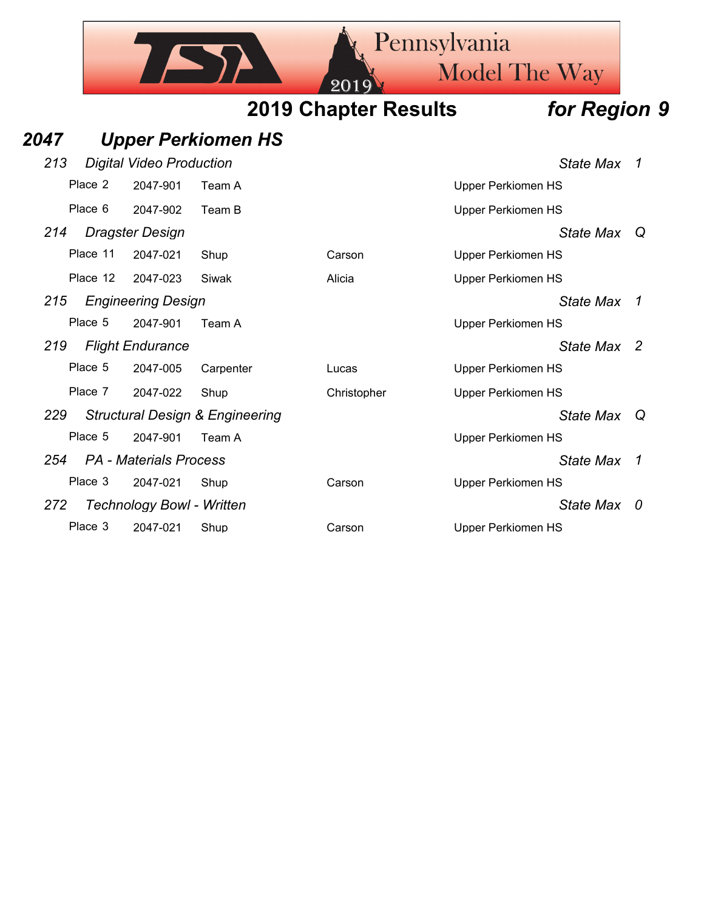## 2019 Chapter Results *for Region 9*

## *2047 Upper Perkiomen HS*

### *213 Digital Video Production* — *State Max 1*

| Place | ID | Name | First Name | School |
|---|---|---|---|---|
| Place 2 | 2047-901 | Team A | | Upper Perkiomen HS |
| Place 6 | 2047-902 | Team B | | Upper Perkiomen HS |

### *214 Dragster Design* — *State Max Q*

| Place | ID | Name | First Name | School |
|---|---|---|---|---|
| Place 11 | 2047-021 | Shup | Carson | Upper Perkiomen HS |
| Place 12 | 2047-023 | Siwak | Alicia | Upper Perkiomen HS |

### *215 Engineering Design* — *State Max 1*

| Place | ID | Name | First Name | School |
|---|---|---|---|---|
| Place 5 | 2047-901 | Team A | | Upper Perkiomen HS |

### *219 Flight Endurance* — *State Max 2*

| Place | ID | Name | First Name | School |
|---|---|---|---|---|
| Place 5 | 2047-005 | Carpenter | Lucas | Upper Perkiomen HS |
| Place 7 | 2047-022 | Shup | Christopher | Upper Perkiomen HS |

### *229 Structural Design & Engineering* — *State Max Q*

| Place | ID | Name | First Name | School |
|---|---|---|---|---|
| Place 5 | 2047-901 | Team A | | Upper Perkiomen HS |

### *254 PA - Materials Process* — *State Max 1*

| Place | ID | Name | First Name | School |
|---|---|---|---|---|
| Place 3 | 2047-021 | Shup | Carson | Upper Perkiomen HS |

### *272 Technology Bowl - Written* — *State Max 0*

| Place | ID | Name | First Name | School |
|---|---|---|---|---|
| Place 3 | 2047-021 | Shup | Carson | Upper Perkiomen HS |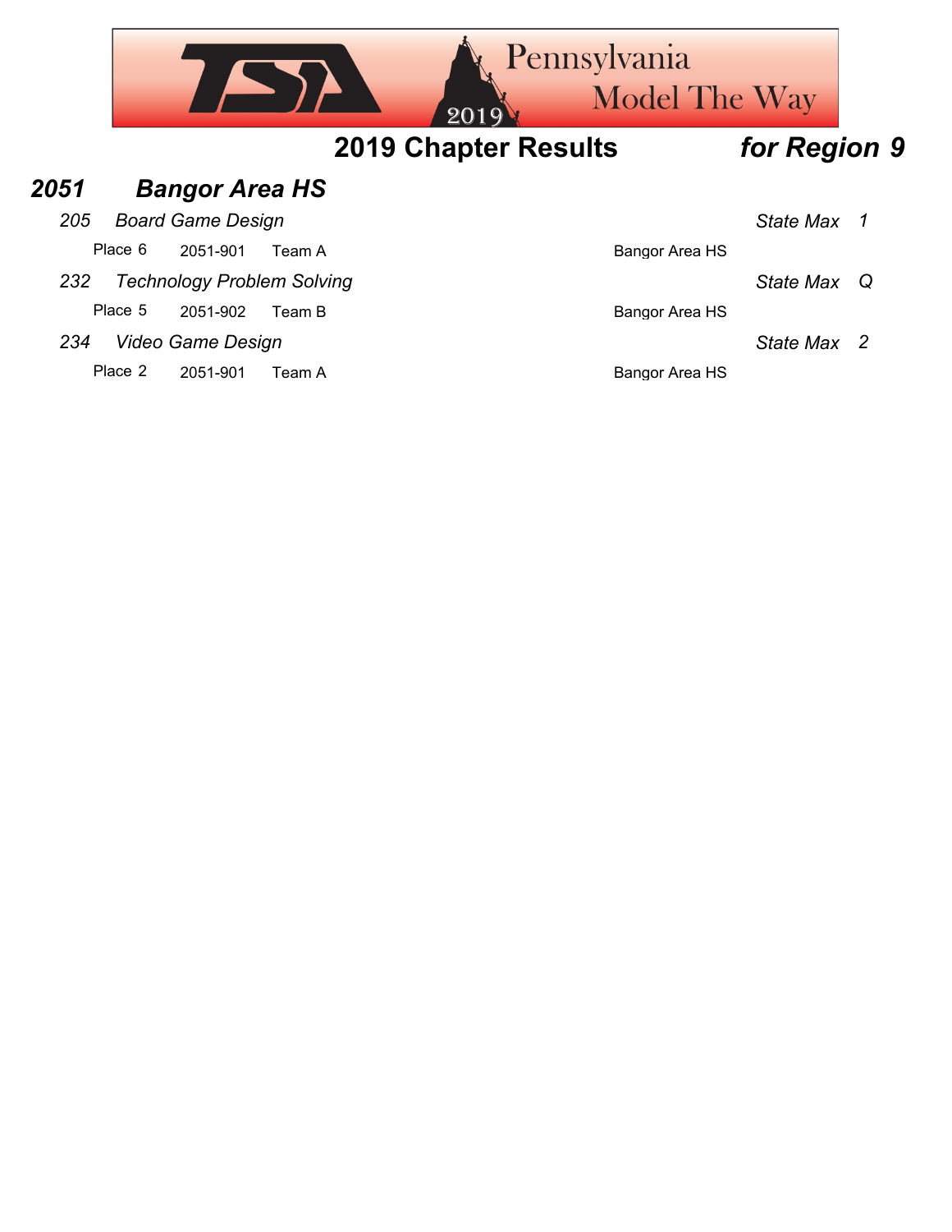## 2019 Chapter Results *for Region 9*

### *2051 Bangor Area HS*

*205 Board Game Design* *State Max 1*

| Place | ID | Team | School |
|---|---|---|---|
| Place 6 | 2051-901 | Team A | Bangor Area HS |

*232 Technology Problem Solving* *State Max Q*

| Place | ID | Team | School |
|---|---|---|---|
| Place 5 | 2051-902 | Team B | Bangor Area HS |

*234 Video Game Design* *State Max 2*

| Place | ID | Team | School |
|---|---|---|---|
| Place 2 | 2051-901 | Team A | Bangor Area HS |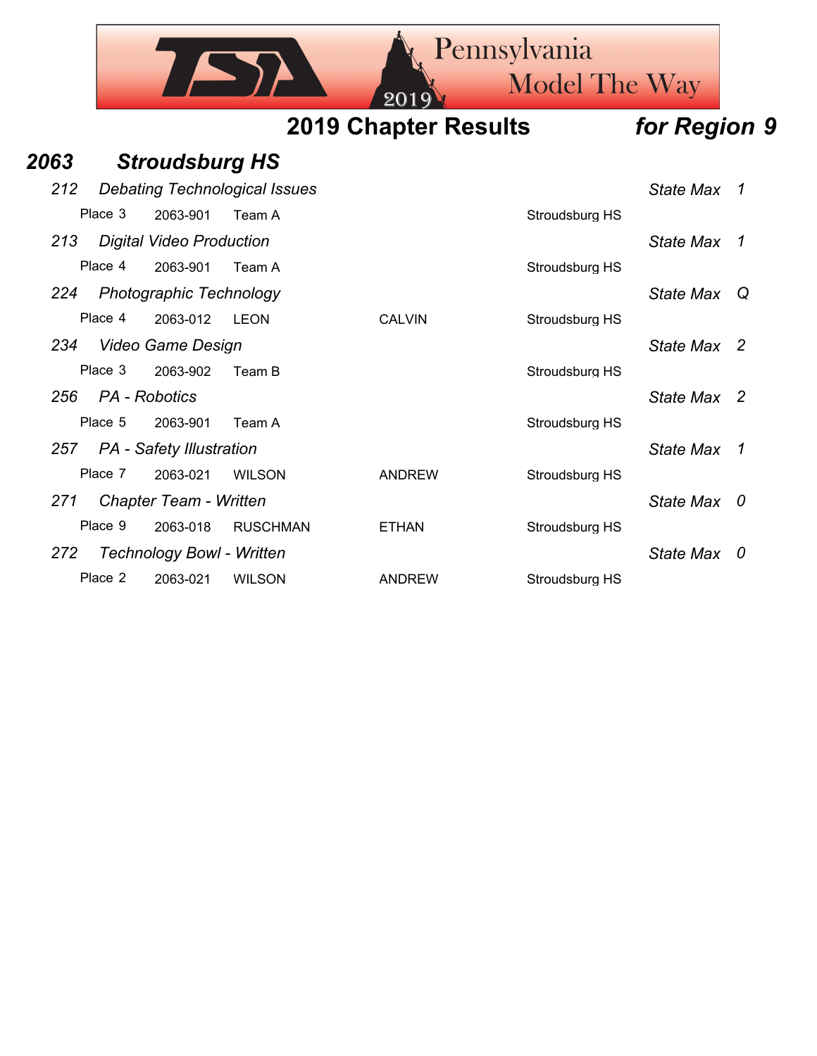# 2019 Chapter Results *for Region 9*

## *2063 Stroudsburg HS*

*212 Debating Technological Issues* — *State Max 1*

| Place | ID | Name | First Name | School |
|---|---|---|---|---|
| Place 3 | 2063-901 | Team A | | Stroudsburg HS |

*213 Digital Video Production* — *State Max 1*

| Place | ID | Name | First Name | School |
|---|---|---|---|---|
| Place 4 | 2063-901 | Team A | | Stroudsburg HS |

*224 Photographic Technology* — *State Max Q*

| Place | ID | Name | First Name | School |
|---|---|---|---|---|
| Place 4 | 2063-012 | LEON | CALVIN | Stroudsburg HS |

*234 Video Game Design* — *State Max 2*

| Place | ID | Name | First Name | School |
|---|---|---|---|---|
| Place 3 | 2063-902 | Team B | | Stroudsburg HS |

*256 PA - Robotics* — *State Max 2*

| Place | ID | Name | First Name | School |
|---|---|---|---|---|
| Place 5 | 2063-901 | Team A | | Stroudsburg HS |

*257 PA - Safety Illustration* — *State Max 1*

| Place | ID | Name | First Name | School |
|---|---|---|---|---|
| Place 7 | 2063-021 | WILSON | ANDREW | Stroudsburg HS |

*271 Chapter Team - Written* — *State Max 0*

| Place | ID | Name | First Name | School |
|---|---|---|---|---|
| Place 9 | 2063-018 | RUSCHMAN | ETHAN | Stroudsburg HS |

*272 Technology Bowl - Written* — *State Max 0*

| Place | ID | Name | First Name | School |
|---|---|---|---|---|
| Place 2 | 2063-021 | WILSON | ANDREW | Stroudsburg HS |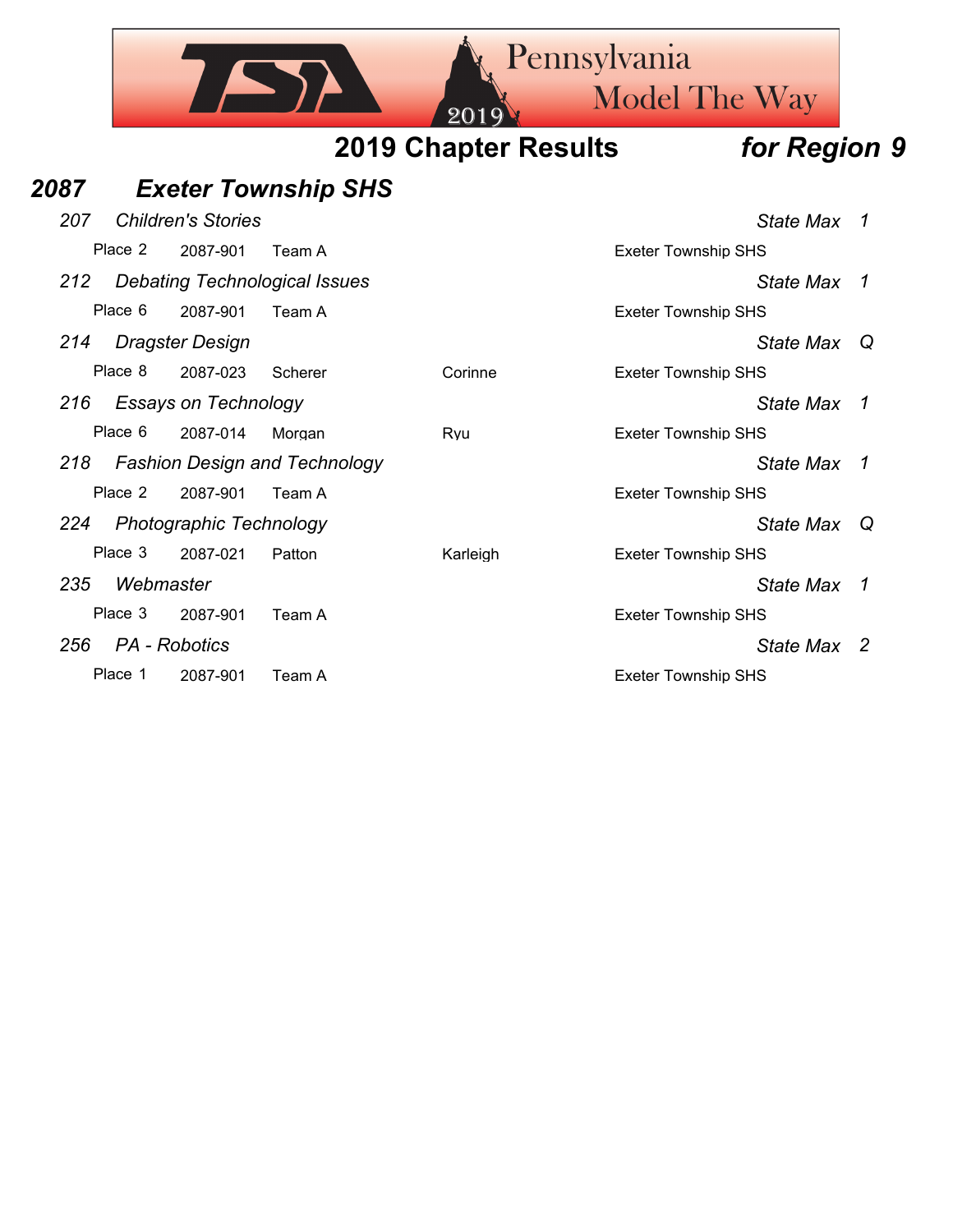# 2019 Chapter Results *for Region 9*

## *2087 Exeter Township SHS*

### *207 Children's Stories* — *State Max 1*

| Place | ID | Name | First Name | School |
|---|---|---|---|---|
| Place 2 | 2087-901 | Team A | | Exeter Township SHS |

### *212 Debating Technological Issues* — *State Max 1*

| Place | ID | Name | First Name | School |
|---|---|---|---|---|
| Place 6 | 2087-901 | Team A | | Exeter Township SHS |

### *214 Dragster Design* — *State Max Q*

| Place | ID | Name | First Name | School |
|---|---|---|---|---|
| Place 8 | 2087-023 | Scherer | Corinne | Exeter Township SHS |

### *216 Essays on Technology* — *State Max 1*

| Place | ID | Name | First Name | School |
|---|---|---|---|---|
| Place 6 | 2087-014 | Morgan | Ryu | Exeter Township SHS |

### *218 Fashion Design and Technology* — *State Max 1*

| Place | ID | Name | First Name | School |
|---|---|---|---|---|
| Place 2 | 2087-901 | Team A | | Exeter Township SHS |

### *224 Photographic Technology* — *State Max Q*

| Place | ID | Name | First Name | School |
|---|---|---|---|---|
| Place 3 | 2087-021 | Patton | Karleigh | Exeter Township SHS |

### *235 Webmaster* — *State Max 1*

| Place | ID | Name | First Name | School |
|---|---|---|---|---|
| Place 3 | 2087-901 | Team A | | Exeter Township SHS |

### *256 PA - Robotics* — *State Max 2*

| Place | ID | Name | First Name | School |
|---|---|---|---|---|
| Place 1 | 2087-901 | Team A | | Exeter Township SHS |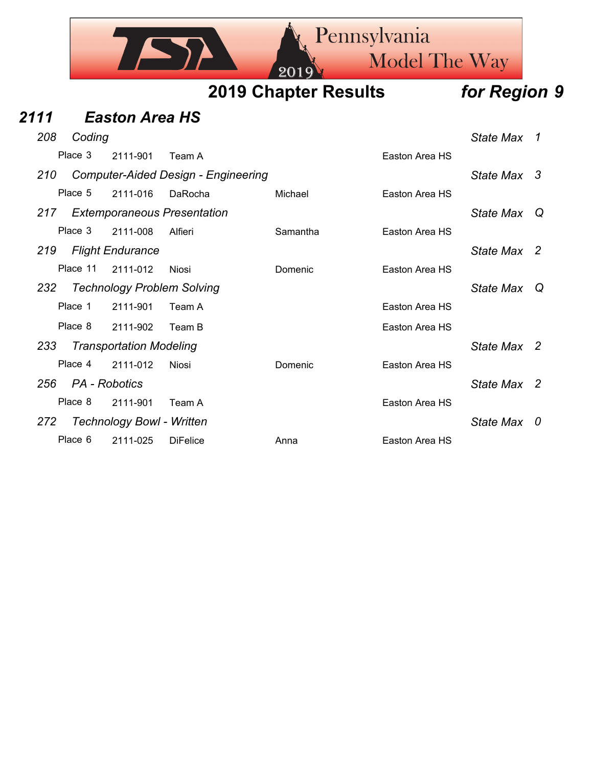# 2019 Chapter Results *for Region 9*

## *2111 Easton Area HS*

### *208 Coding* — *State Max 1*

| Place | ID | Name | First Name | School |
|---|---|---|---|---|
| Place 3 | 2111-901 | Team A | | Easton Area HS |

### *210 Computer-Aided Design - Engineering* — *State Max 3*

| Place | ID | Name | First Name | School |
|---|---|---|---|---|
| Place 5 | 2111-016 | DaRocha | Michael | Easton Area HS |

### *217 Extemporaneous Presentation* — *State Max Q*

| Place | ID | Name | First Name | School |
|---|---|---|---|---|
| Place 3 | 2111-008 | Alfieri | Samantha | Easton Area HS |

### *219 Flight Endurance* — *State Max 2*

| Place | ID | Name | First Name | School |
|---|---|---|---|---|
| Place 11 | 2111-012 | Niosi | Domenic | Easton Area HS |

### *232 Technology Problem Solving* — *State Max Q*

| Place | ID | Name | First Name | School |
|---|---|---|---|---|
| Place 1 | 2111-901 | Team A | | Easton Area HS |
| Place 8 | 2111-902 | Team B | | Easton Area HS |

### *233 Transportation Modeling* — *State Max 2*

| Place | ID | Name | First Name | School |
|---|---|---|---|---|
| Place 4 | 2111-012 | Niosi | Domenic | Easton Area HS |

### *256 PA - Robotics* — *State Max 2*

| Place | ID | Name | First Name | School |
|---|---|---|---|---|
| Place 8 | 2111-901 | Team A | | Easton Area HS |

### *272 Technology Bowl - Written* — *State Max 0*

| Place | ID | Name | First Name | School |
|---|---|---|---|---|
| Place 6 | 2111-025 | DiFelice | Anna | Easton Area HS |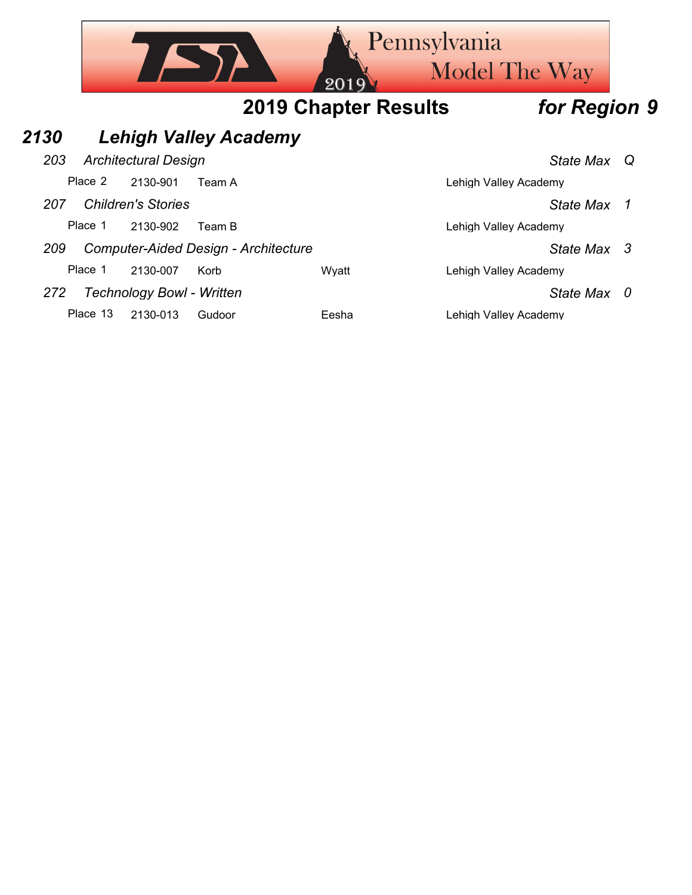# 2019 Chapter Results *for Region 9*

## *2130 Lehigh Valley Academy*

### *203 Architectural Design* — *State Max Q*

| Place | ID | Name | | School |
|---|---|---|---|---|
| Place 2 | 2130-901 | Team A | | Lehigh Valley Academy |

### *207 Children's Stories* — *State Max 1*

| Place | ID | Name | | School |
|---|---|---|---|---|
| Place 1 | 2130-902 | Team B | | Lehigh Valley Academy |

### *209 Computer-Aided Design - Architecture* — *State Max 3*

| Place | ID | Name | | School |
|---|---|---|---|---|
| Place 1 | 2130-007 | Korb | Wyatt | Lehigh Valley Academy |

### *272 Technology Bowl - Written* — *State Max 0*

| Place | ID | Name | | School |
|---|---|---|---|---|
| Place 13 | 2130-013 | Gudoor | Eesha | Lehigh Valley Academy |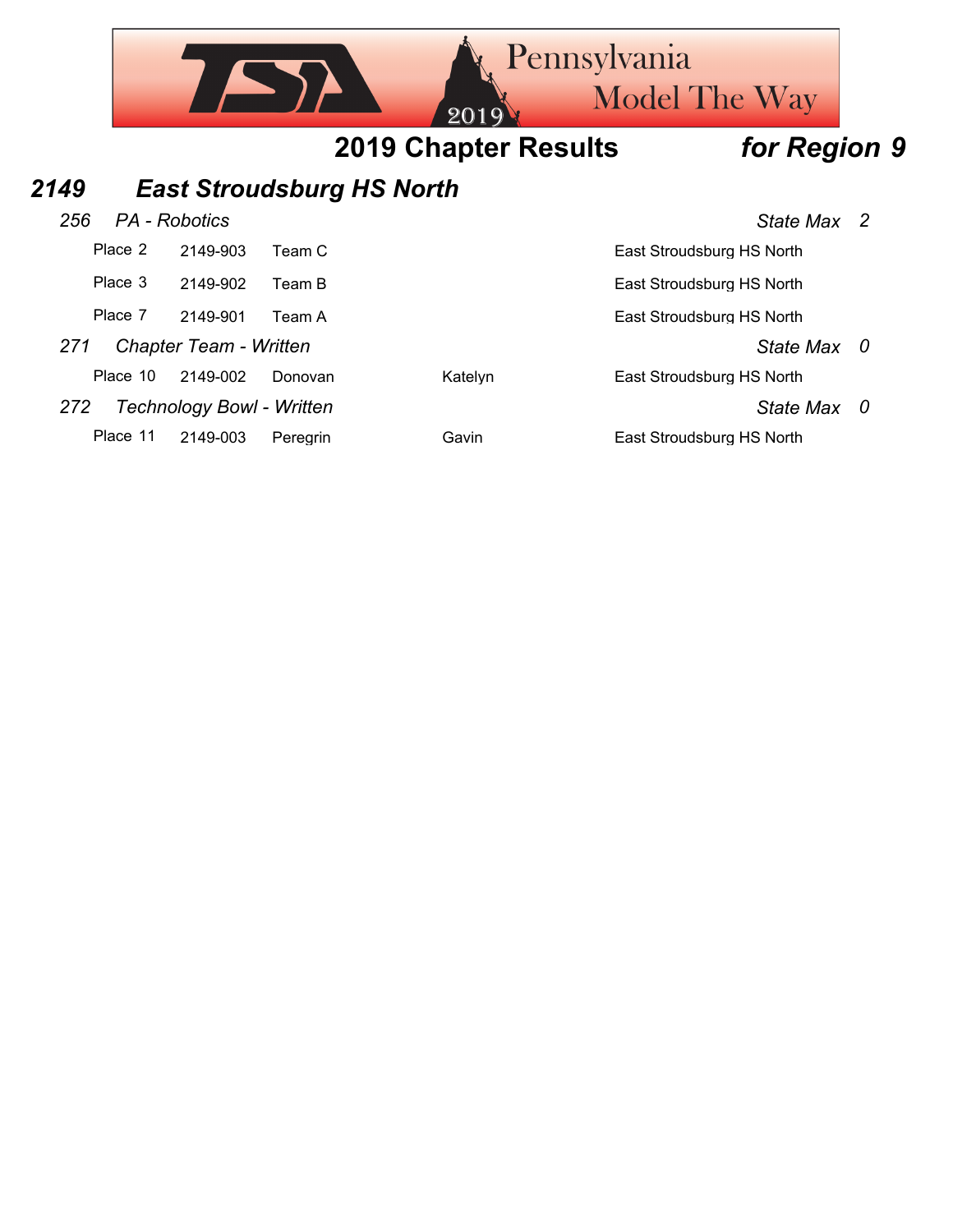## 2019 Chapter Results *for Region 9*

### *2149 East Stroudsburg HS North*

*256 PA - Robotics* *State Max 2*

| Place | ID | Name | | School |
|---|---|---|---|---|
| Place 2 | 2149-903 | Team C | | East Stroudsburg HS North |
| Place 3 | 2149-902 | Team B | | East Stroudsburg HS North |
| Place 7 | 2149-901 | Team A | | East Stroudsburg HS North |

*271 Chapter Team - Written* *State Max 0*

| Place | ID | Name | | School |
|---|---|---|---|---|
| Place 10 | 2149-002 | Donovan | Katelyn | East Stroudsburg HS North |

*272 Technology Bowl - Written* *State Max 0*

| Place | ID | Name | | School |
|---|---|---|---|---|
| Place 11 | 2149-003 | Peregrin | Gavin | East Stroudsburg HS North |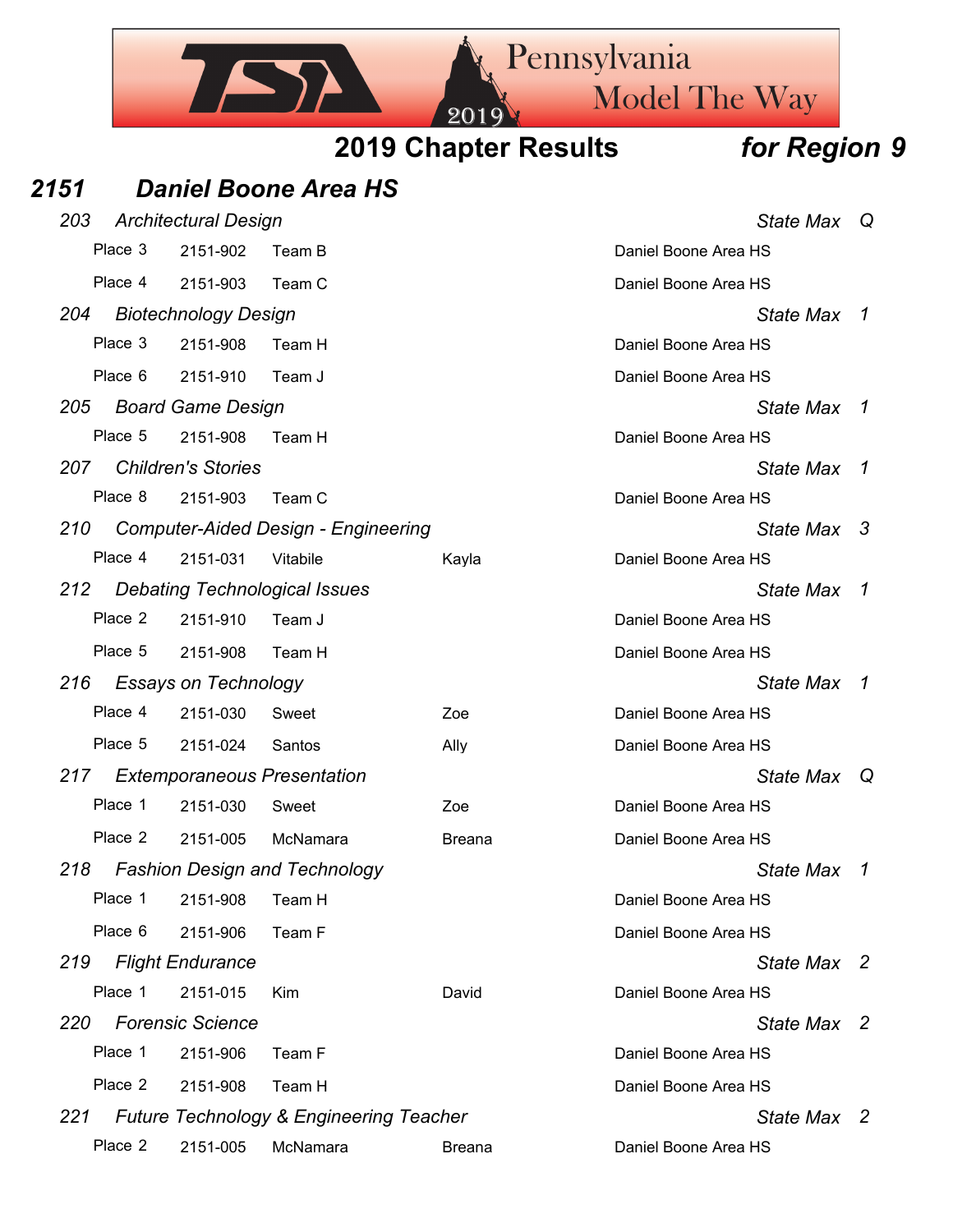# 2019 Chapter Results *for Region 9*

## *2151 Daniel Boone Area HS*

### *203 Architectural Design* — *State Max Q*

| Place | ID | Name | | School |
|---|---|---|---|---|
| Place 3 | 2151-902 | Team B | | Daniel Boone Area HS |
| Place 4 | 2151-903 | Team C | | Daniel Boone Area HS |

### *204 Biotechnology Design* — *State Max 1*

| Place | ID | Name | | School |
|---|---|---|---|---|
| Place 3 | 2151-908 | Team H | | Daniel Boone Area HS |
| Place 6 | 2151-910 | Team J | | Daniel Boone Area HS |

### *205 Board Game Design* — *State Max 1*

| Place | ID | Name | | School |
|---|---|---|---|---|
| Place 5 | 2151-908 | Team H | | Daniel Boone Area HS |

### *207 Children's Stories* — *State Max 1*

| Place | ID | Name | | School |
|---|---|---|---|---|
| Place 8 | 2151-903 | Team C | | Daniel Boone Area HS |

### *210 Computer-Aided Design - Engineering* — *State Max 3*

| Place | ID | Name | | School |
|---|---|---|---|---|
| Place 4 | 2151-031 | Vitabile | Kayla | Daniel Boone Area HS |

### *212 Debating Technological Issues* — *State Max 1*

| Place | ID | Name | | School |
|---|---|---|---|---|
| Place 2 | 2151-910 | Team J | | Daniel Boone Area HS |
| Place 5 | 2151-908 | Team H | | Daniel Boone Area HS |

### *216 Essays on Technology* — *State Max 1*

| Place | ID | Name | | School |
|---|---|---|---|---|
| Place 4 | 2151-030 | Sweet | Zoe | Daniel Boone Area HS |
| Place 5 | 2151-024 | Santos | Ally | Daniel Boone Area HS |

### *217 Extemporaneous Presentation* — *State Max Q*

| Place | ID | Name | | School |
|---|---|---|---|---|
| Place 1 | 2151-030 | Sweet | Zoe | Daniel Boone Area HS |
| Place 2 | 2151-005 | McNamara | Breana | Daniel Boone Area HS |

### *218 Fashion Design and Technology* — *State Max 1*

| Place | ID | Name | | School |
|---|---|---|---|---|
| Place 1 | 2151-908 | Team H | | Daniel Boone Area HS |
| Place 6 | 2151-906 | Team F | | Daniel Boone Area HS |

### *219 Flight Endurance* — *State Max 2*

| Place | ID | Name | | School |
|---|---|---|---|---|
| Place 1 | 2151-015 | Kim | David | Daniel Boone Area HS |

### *220 Forensic Science* — *State Max 2*

| Place | ID | Name | | School |
|---|---|---|---|---|
| Place 1 | 2151-906 | Team F | | Daniel Boone Area HS |
| Place 2 | 2151-908 | Team H | | Daniel Boone Area HS |

### *221 Future Technology & Engineering Teacher* — *State Max 2*

| Place | ID | Name | | School |
|---|---|---|---|---|
| Place 2 | 2151-005 | McNamara | Breana | Daniel Boone Area HS |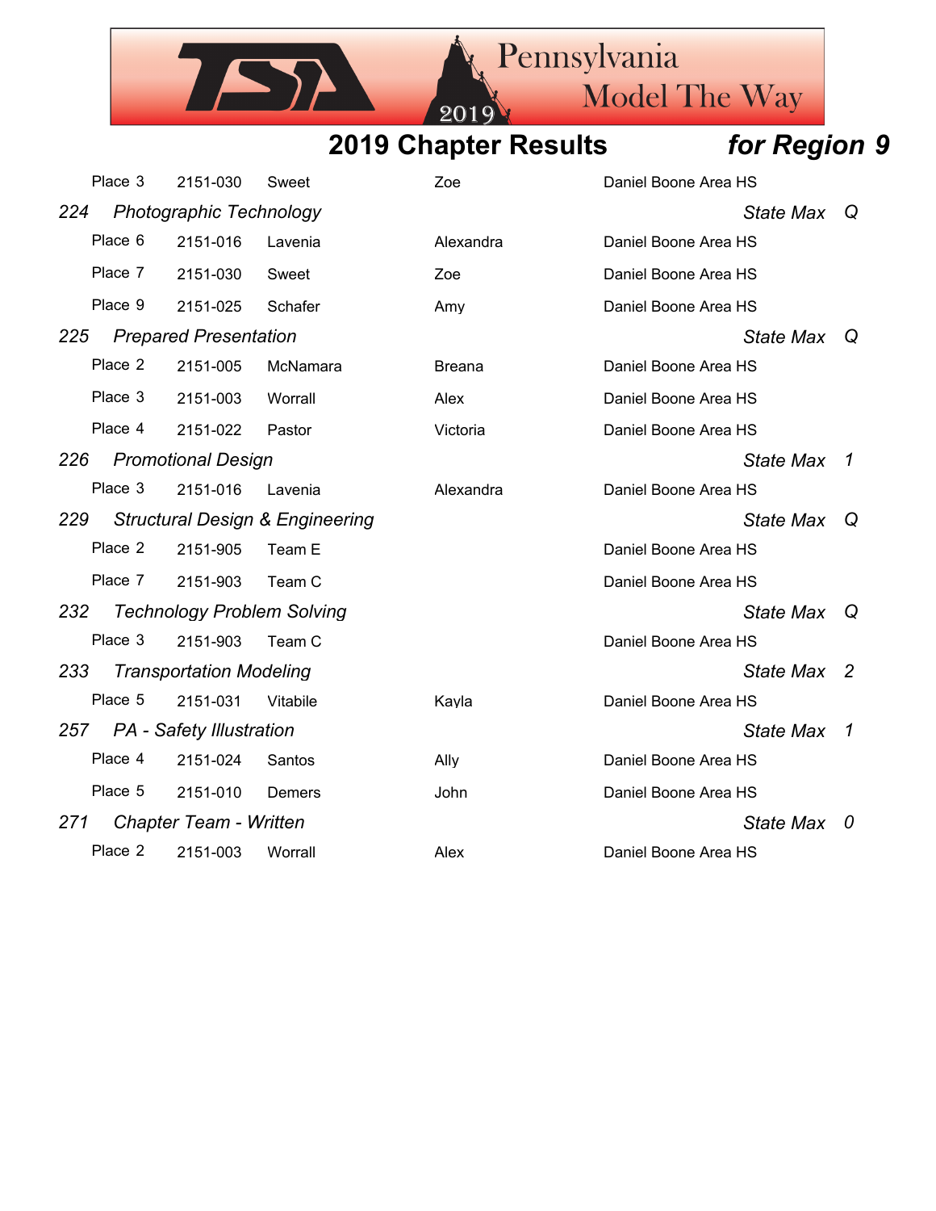## 2019 Chapter Results *for Region 9*

| | | | | |
|---|---|---|---|---|
| Place 3 | 2151-030 | Sweet | Zoe | Daniel Boone Area HS |

*224 Photographic Technology* — *State Max Q*

| | | | | |
|---|---|---|---|---|
| Place 6 | 2151-016 | Lavenia | Alexandra | Daniel Boone Area HS |
| Place 7 | 2151-030 | Sweet | Zoe | Daniel Boone Area HS |
| Place 9 | 2151-025 | Schafer | Amy | Daniel Boone Area HS |

*225 Prepared Presentation* — *State Max Q*

| | | | | |
|---|---|---|---|---|
| Place 2 | 2151-005 | McNamara | Breana | Daniel Boone Area HS |
| Place 3 | 2151-003 | Worrall | Alex | Daniel Boone Area HS |
| Place 4 | 2151-022 | Pastor | Victoria | Daniel Boone Area HS |

*226 Promotional Design* — *State Max 1*

| | | | | |
|---|---|---|---|---|
| Place 3 | 2151-016 | Lavenia | Alexandra | Daniel Boone Area HS |

*229 Structural Design & Engineering* — *State Max Q*

| | | | | |
|---|---|---|---|---|
| Place 2 | 2151-905 | Team E | | Daniel Boone Area HS |
| Place 7 | 2151-903 | Team C | | Daniel Boone Area HS |

*232 Technology Problem Solving* — *State Max Q*

| | | | | |
|---|---|---|---|---|
| Place 3 | 2151-903 | Team C | | Daniel Boone Area HS |

*233 Transportation Modeling* — *State Max 2*

| | | | | |
|---|---|---|---|---|
| Place 5 | 2151-031 | Vitabile | Kayla | Daniel Boone Area HS |

*257 PA - Safety Illustration* — *State Max 1*

| | | | | |
|---|---|---|---|---|
| Place 4 | 2151-024 | Santos | Ally | Daniel Boone Area HS |
| Place 5 | 2151-010 | Demers | John | Daniel Boone Area HS |

*271 Chapter Team - Written* — *State Max 0*

| | | | | |
|---|---|---|---|---|
| Place 2 | 2151-003 | Worrall | Alex | Daniel Boone Area HS |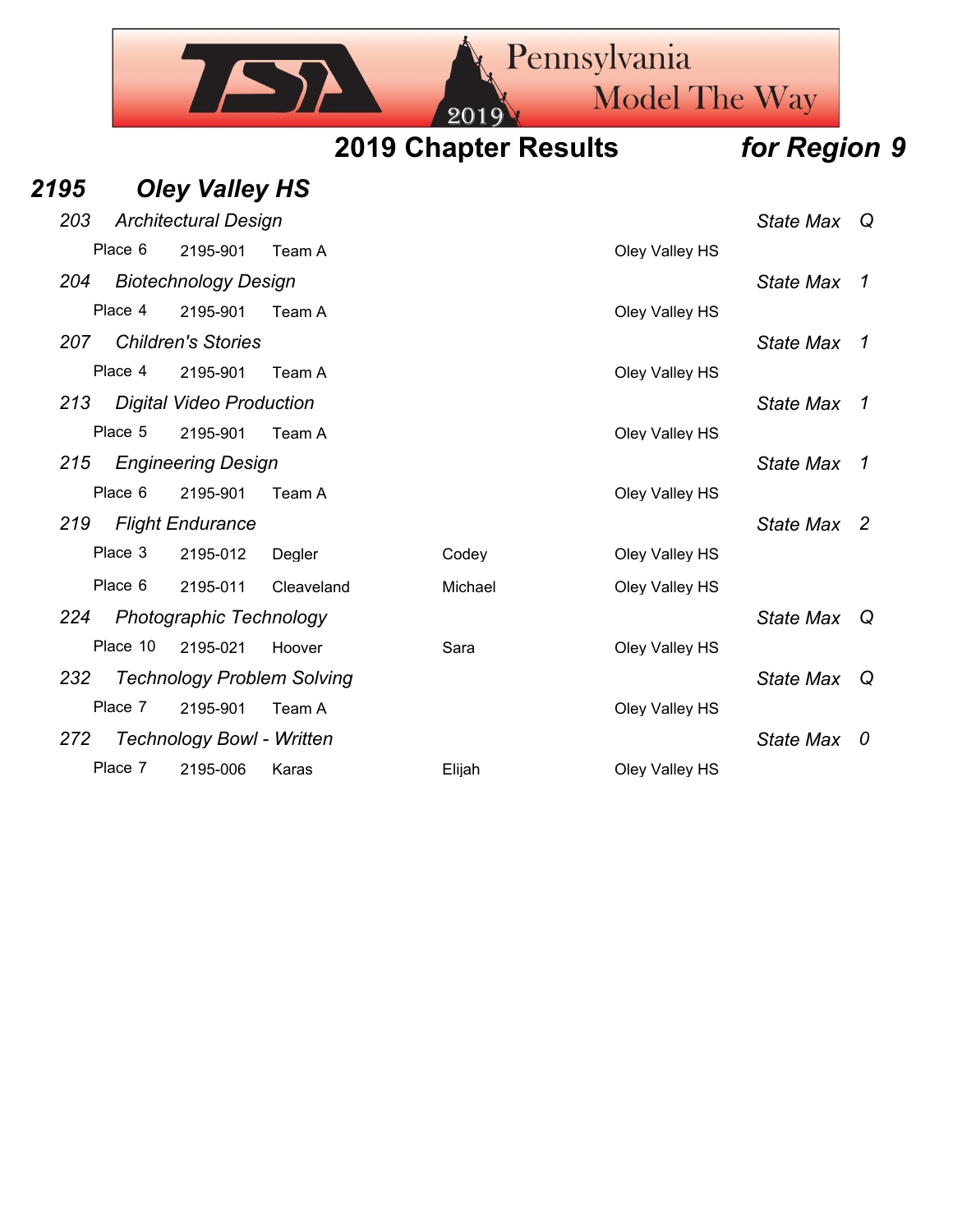## 2019 Chapter Results *for Region 9*

### *2195 Oley Valley HS*

**203 Architectural Design** — *State Max Q*

| Place | ID | Name | First | School |
|---|---|---|---|---|
| Place 6 | 2195-901 | Team A | | Oley Valley HS |

**204 Biotechnology Design** — *State Max 1*

| Place | ID | Name | First | School |
|---|---|---|---|---|
| Place 4 | 2195-901 | Team A | | Oley Valley HS |

**207 Children's Stories** — *State Max 1*

| Place | ID | Name | First | School |
|---|---|---|---|---|
| Place 4 | 2195-901 | Team A | | Oley Valley HS |

**213 Digital Video Production** — *State Max 1*

| Place | ID | Name | First | School |
|---|---|---|---|---|
| Place 5 | 2195-901 | Team A | | Oley Valley HS |

**215 Engineering Design** — *State Max 1*

| Place | ID | Name | First | School |
|---|---|---|---|---|
| Place 6 | 2195-901 | Team A | | Oley Valley HS |

**219 Flight Endurance** — *State Max 2*

| Place | ID | Name | First | School |
|---|---|---|---|---|
| Place 3 | 2195-012 | Degler | Codey | Oley Valley HS |
| Place 6 | 2195-011 | Cleaveland | Michael | Oley Valley HS |

**224 Photographic Technology** — *State Max Q*

| Place | ID | Name | First | School |
|---|---|---|---|---|
| Place 10 | 2195-021 | Hoover | Sara | Oley Valley HS |

**232 Technology Problem Solving** — *State Max Q*

| Place | ID | Name | First | School |
|---|---|---|---|---|
| Place 7 | 2195-901 | Team A | | Oley Valley HS |

**272 Technology Bowl - Written** — *State Max 0*

| Place | ID | Name | First | School |
|---|---|---|---|---|
| Place 7 | 2195-006 | Karas | Elijah | Oley Valley HS |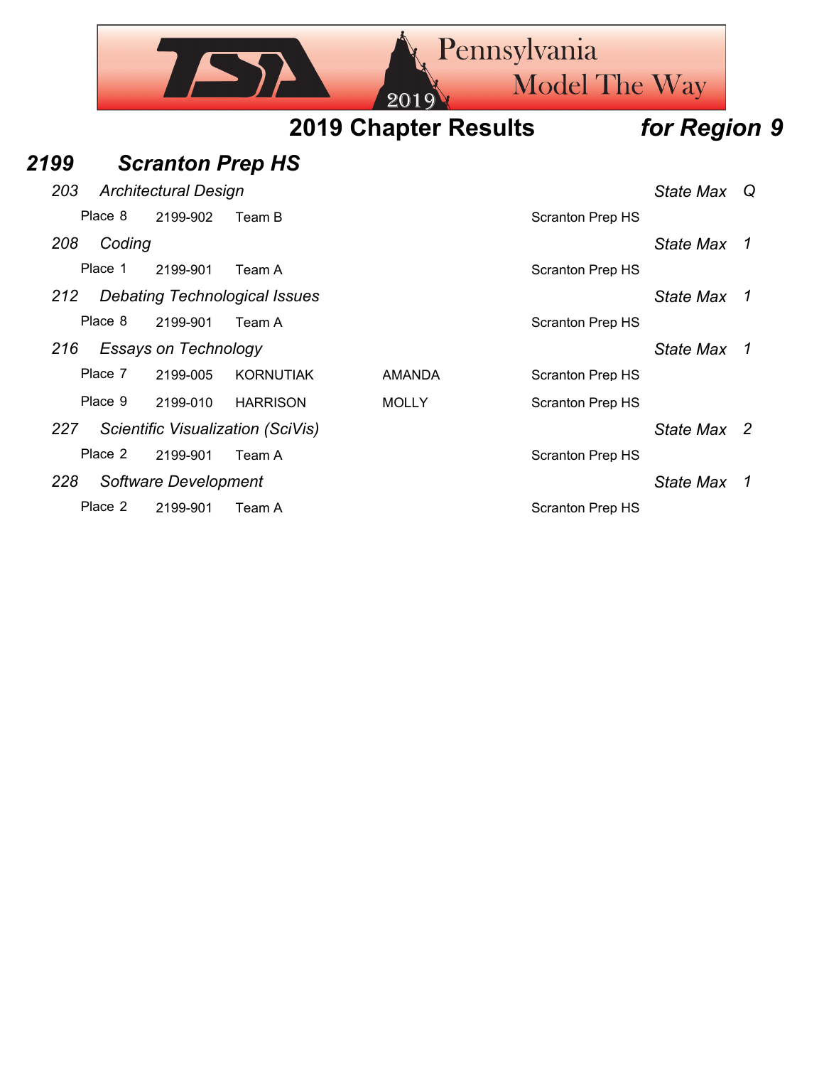## 2019 Chapter Results *for Region 9*

### *2199 Scranton Prep HS*

*203 Architectural Design* — *State Max Q*

| Place | ID | Name | First Name | School |
|---|---|---|---|---|
| Place 8 | 2199-902 | Team B | | Scranton Prep HS |

*208 Coding* — *State Max 1*

| Place | ID | Name | First Name | School |
|---|---|---|---|---|
| Place 1 | 2199-901 | Team A | | Scranton Prep HS |

*212 Debating Technological Issues* — *State Max 1*

| Place | ID | Name | First Name | School |
|---|---|---|---|---|
| Place 8 | 2199-901 | Team A | | Scranton Prep HS |

*216 Essays on Technology* — *State Max 1*

| Place | ID | Name | First Name | School |
|---|---|---|---|---|
| Place 7 | 2199-005 | KORNUTIAK | AMANDA | Scranton Prep HS |
| Place 9 | 2199-010 | HARRISON | MOLLY | Scranton Prep HS |

*227 Scientific Visualization (SciVis)* — *State Max 2*

| Place | ID | Name | First Name | School |
|---|---|---|---|---|
| Place 2 | 2199-901 | Team A | | Scranton Prep HS |

*228 Software Development* — *State Max 1*

| Place | ID | Name | First Name | School |
|---|---|---|---|---|
| Place 2 | 2199-901 | Team A | | Scranton Prep HS |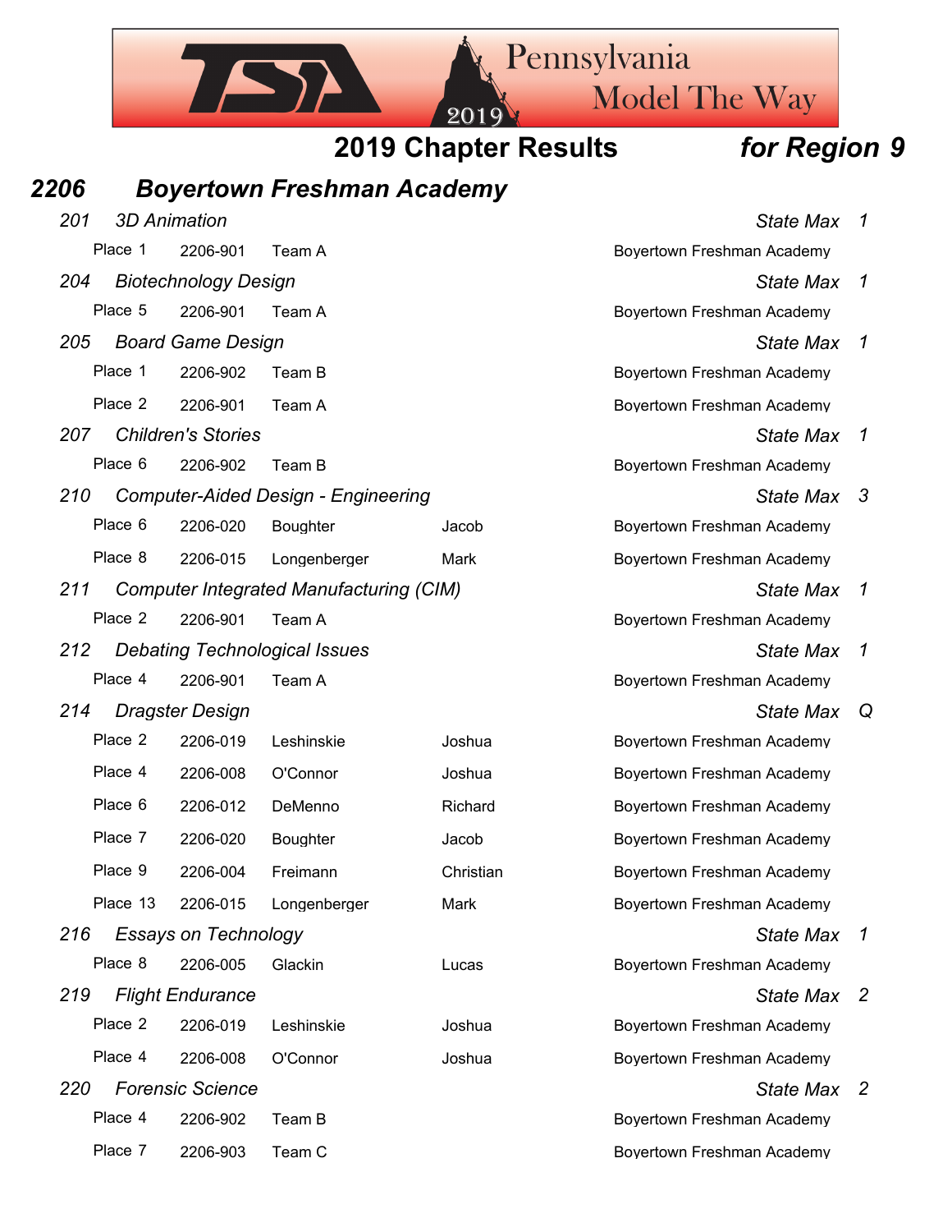# 2019 Chapter Results for Region 9

## 2206 Boyertown Freshman Academy

### 201 3D Animation — State Max 1

| Place | ID | Name | First Name | School |
|---|---|---|---|---|
| Place 1 | 2206-901 | Team A | | Boyertown Freshman Academy |

### 204 Biotechnology Design — State Max 1

| Place | ID | Name | First Name | School |
|---|---|---|---|---|
| Place 5 | 2206-901 | Team A | | Boyertown Freshman Academy |

### 205 Board Game Design — State Max 1

| Place | ID | Name | First Name | School |
|---|---|---|---|---|
| Place 1 | 2206-902 | Team B | | Boyertown Freshman Academy |
| Place 2 | 2206-901 | Team A | | Boyertown Freshman Academy |

### 207 Children's Stories — State Max 1

| Place | ID | Name | First Name | School |
|---|---|---|---|---|
| Place 6 | 2206-902 | Team B | | Boyertown Freshman Academy |

### 210 Computer-Aided Design - Engineering — State Max 3

| Place | ID | Name | First Name | School |
|---|---|---|---|---|
| Place 6 | 2206-020 | Boughter | Jacob | Boyertown Freshman Academy |
| Place 8 | 2206-015 | Longenberger | Mark | Boyertown Freshman Academy |

### 211 Computer Integrated Manufacturing (CIM) — State Max 1

| Place | ID | Name | First Name | School |
|---|---|---|---|---|
| Place 2 | 2206-901 | Team A | | Boyertown Freshman Academy |

### 212 Debating Technological Issues — State Max 1

| Place | ID | Name | First Name | School |
|---|---|---|---|---|
| Place 4 | 2206-901 | Team A | | Boyertown Freshman Academy |

### 214 Dragster Design — State Max Q

| Place | ID | Name | First Name | School |
|---|---|---|---|---|
| Place 2 | 2206-019 | Leshinskie | Joshua | Boyertown Freshman Academy |
| Place 4 | 2206-008 | O'Connor | Joshua | Boyertown Freshman Academy |
| Place 6 | 2206-012 | DeMenno | Richard | Boyertown Freshman Academy |
| Place 7 | 2206-020 | Boughter | Jacob | Boyertown Freshman Academy |
| Place 9 | 2206-004 | Freimann | Christian | Boyertown Freshman Academy |
| Place 13 | 2206-015 | Longenberger | Mark | Boyertown Freshman Academy |

### 216 Essays on Technology — State Max 1

| Place | ID | Name | First Name | School |
|---|---|---|---|---|
| Place 8 | 2206-005 | Glackin | Lucas | Boyertown Freshman Academy |

### 219 Flight Endurance — State Max 2

| Place | ID | Name | First Name | School |
|---|---|---|---|---|
| Place 2 | 2206-019 | Leshinskie | Joshua | Boyertown Freshman Academy |
| Place 4 | 2206-008 | O'Connor | Joshua | Boyertown Freshman Academy |

### 220 Forensic Science — State Max 2

| Place | ID | Name | First Name | School |
|---|---|---|---|---|
| Place 4 | 2206-902 | Team B | | Boyertown Freshman Academy |
| Place 7 | 2206-903 | Team C | | Boyertown Freshman Academy |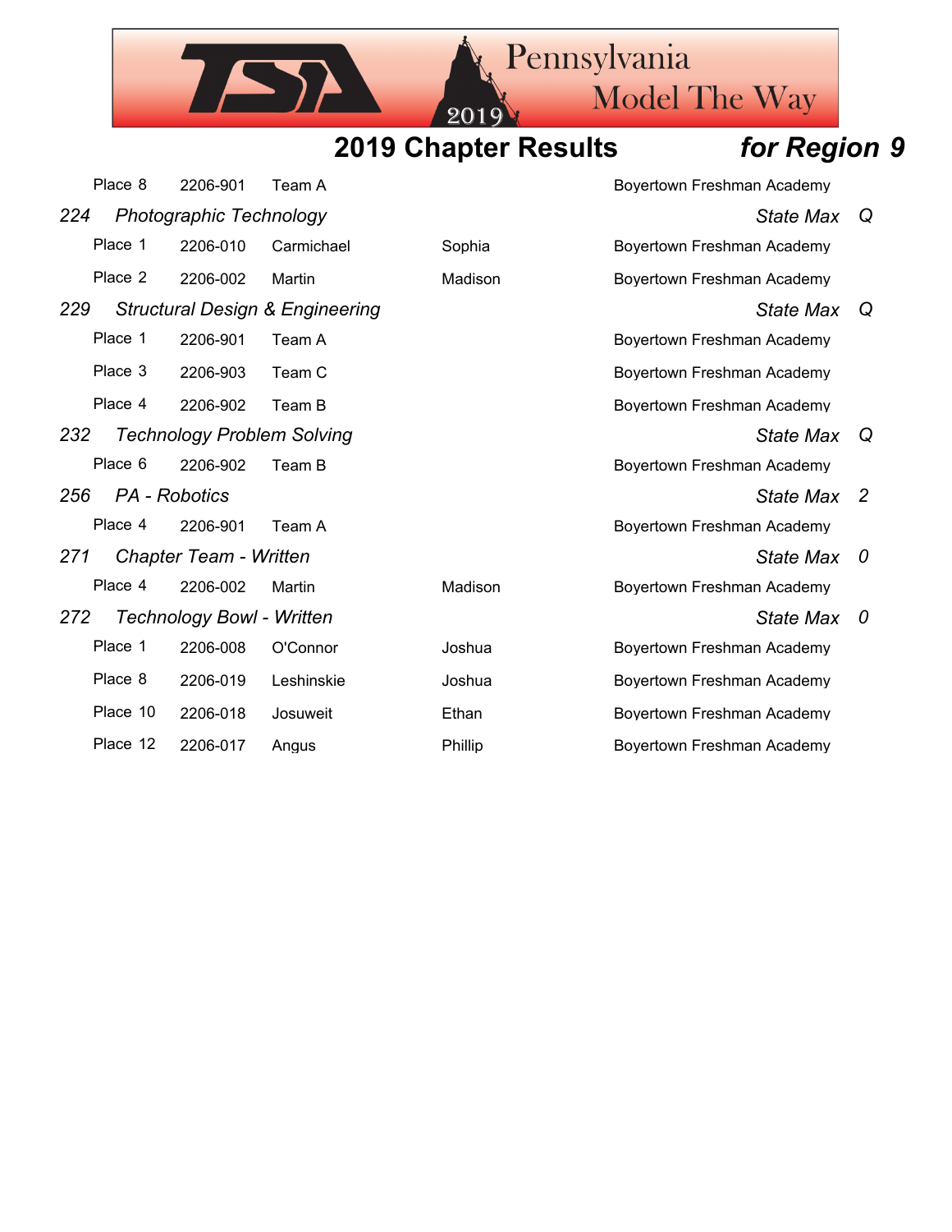# 2019 Chapter Results *for Region 9*

| | | | | |
|---|---|---|---|---|
| Place 8 | 2206-901 | Team A | | Boyertown Freshman Academy |

*224 Photographic Technology* — *State Max Q*

| | | | | |
|---|---|---|---|---|
| Place 1 | 2206-010 | Carmichael | Sophia | Boyertown Freshman Academy |
| Place 2 | 2206-002 | Martin | Madison | Boyertown Freshman Academy |

*229 Structural Design & Engineering* — *State Max Q*

| | | | | |
|---|---|---|---|---|
| Place 1 | 2206-901 | Team A | | Boyertown Freshman Academy |
| Place 3 | 2206-903 | Team C | | Boyertown Freshman Academy |
| Place 4 | 2206-902 | Team B | | Boyertown Freshman Academy |

*232 Technology Problem Solving* — *State Max Q*

| | | | | |
|---|---|---|---|---|
| Place 6 | 2206-902 | Team B | | Boyertown Freshman Academy |

*256 PA - Robotics* — *State Max 2*

| | | | | |
|---|---|---|---|---|
| Place 4 | 2206-901 | Team A | | Boyertown Freshman Academy |

*271 Chapter Team - Written* — *State Max 0*

| | | | | |
|---|---|---|---|---|
| Place 4 | 2206-002 | Martin | Madison | Boyertown Freshman Academy |

*272 Technology Bowl - Written* — *State Max 0*

| | | | | |
|---|---|---|---|---|
| Place 1 | 2206-008 | O'Connor | Joshua | Boyertown Freshman Academy |
| Place 8 | 2206-019 | Leshinskie | Joshua | Boyertown Freshman Academy |
| Place 10 | 2206-018 | Josuweit | Ethan | Boyertown Freshman Academy |
| Place 12 | 2206-017 | Angus | Phillip | Boyertown Freshman Academy |